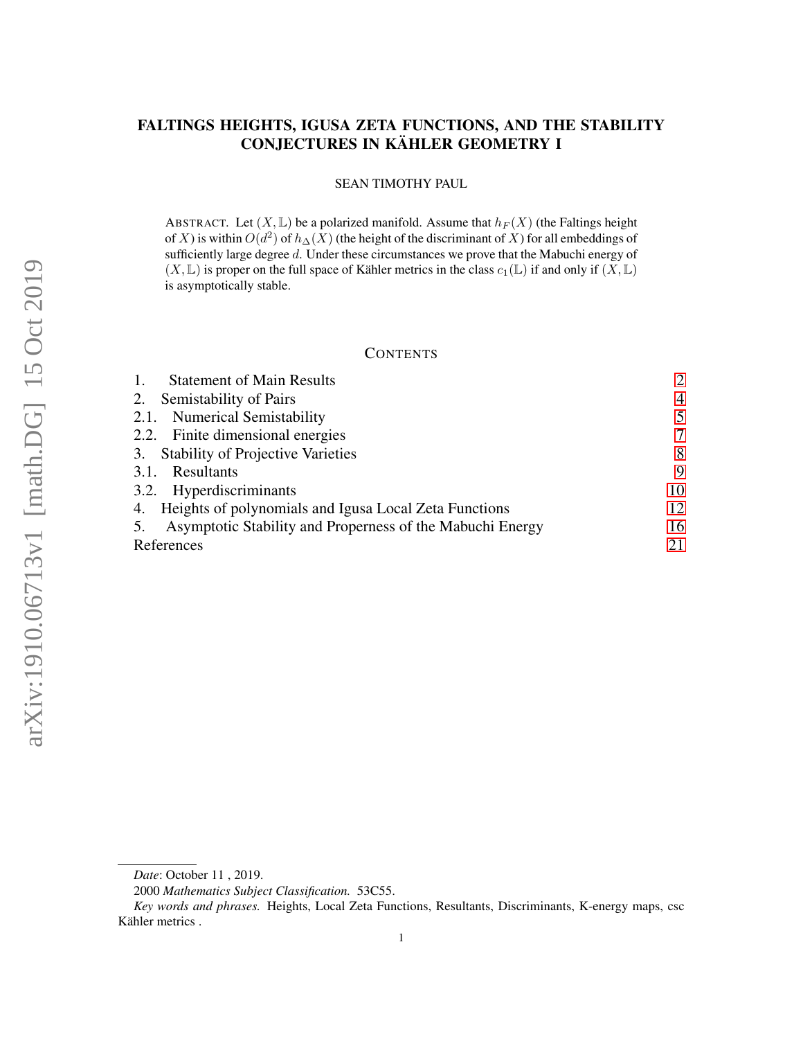# FALTINGS HEIGHTS, IGUSA ZETA FUNCTIONS, AND THE STABILITY CONJECTURES IN KÄHLER GEOMETRY I

SEAN TIMOTHY PAUL

ABSTRACT. Let $(X, \mathbb{L})$ be a polarized manifold. Assume that $h_F(X)$ (the Faltings height of $X$) is within $O(d^2)$ of $h_\Delta(X)$ (the height of the discriminant of $X$) for all embeddings of sufficiently large degree $d$. Under these circumstances we prove that the Mabuchi energy of $(X, \mathbb{L})$ is proper on the full space of Kähler metrics in the class $c_1(\mathbb{L})$ if and only if $(X, \mathbb{L})$ is asymptotically stable.

## CONTENTS

| | | |
|---|---|---|
| 1. | Statement of Main Results | 2 |
| 2. | Semistability of Pairs | 4 |
| 2.1. | Numerical Semistability | 5 |
| 2.2. | Finite dimensional energies | 7 |
| 3. | Stability of Projective Varieties | 8 |
| 3.1. | Resultants | 9 |
| 3.2. | Hyperdiscriminants | 10 |
| 4. | Heights of polynomials and Igusa Local Zeta Functions | 12 |
| 5. | Asymptotic Stability and Properness of the Mabuchi Energy | 16 |
| | References | 21 |

*Date*: October 11 , 2019.

2000 *Mathematics Subject Classification.* 53C55.

*Key words and phrases.* Heights, Local Zeta Functions, Resultants, Discriminants, K-energy maps, csc Kähler metrics .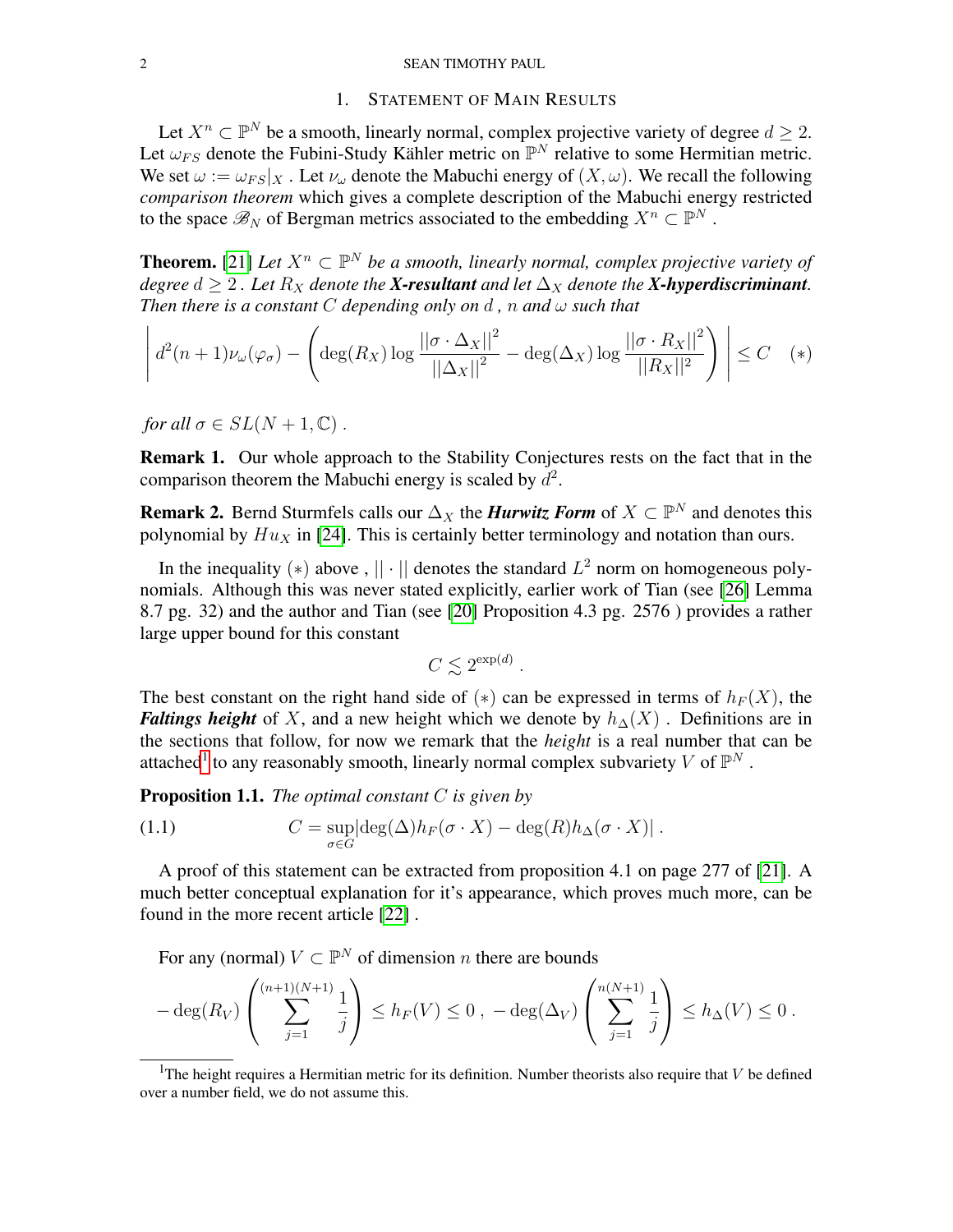## 1. Statement of Main Results

Let $X^n \subset \mathbb{P}^N$ be a smooth, linearly normal, complex projective variety of degree $d \geq 2$. Let $\omega_{FS}$ denote the Fubini-Study Kähler metric on $\mathbb{P}^N$ relative to some Hermitian metric. We set $\omega := \omega_{FS}|_X$ . Let $\nu_\omega$ denote the Mabuchi energy of $(X, \omega)$. We recall the following *comparison theorem* which gives a complete description of the Mabuchi energy restricted to the space $\mathscr{B}_N$ of Bergman metrics associated to the embedding $X^n \subset \mathbb{P}^N$ .

**Theorem.** [21] *Let $X^n \subset \mathbb{P}^N$ be a smooth, linearly normal, complex projective variety of degree $d \geq 2$ . Let $R_X$ denote the **X-resultant** and let $\Delta_X$ denote the **X-hyperdiscriminant**. Then there is a constant $C$ depending only on $d$ , $n$ and $\omega$ such that*

$$\left| d^2(n+1)\nu_\omega(\varphi_\sigma) - \left( \deg(R_X) \log \frac{||\sigma \cdot \Delta_X||^2}{||\Delta_X||^2} - \deg(\Delta_X) \log \frac{||\sigma \cdot R_X||^2}{||R_X||^2} \right) \right| \leq C \quad (*)$$

*for all $\sigma \in SL(N+1, \mathbb{C})$ .*

**Remark 1.** Our whole approach to the Stability Conjectures rests on the fact that in the comparison theorem the Mabuchi energy is scaled by $d^2$.

**Remark 2.** Bernd Sturmfels calls our $\Delta_X$ the ***Hurwitz Form*** of $X \subset \mathbb{P}^N$ and denotes this polynomial by $Hu_X$ in [24]. This is certainly better terminology and notation than ours.

In the inequality $(*)$ above , $|| \cdot ||$ denotes the standard $L^2$ norm on homogeneous polynomials. Although this was never stated explicitly, earlier work of Tian (see [26] Lemma 8.7 pg. 32) and the author and Tian (see [20] Proposition 4.3 pg. 2576 ) provides a rather large upper bound for this constant

$$C \lesssim 2^{\exp(d)} .$$

The best constant on the right hand side of $(*)$ can be expressed in terms of $h_F(X)$, the ***Faltings height*** of $X$, and a new height which we denote by $h_\Delta(X)$ . Definitions are in the sections that follow, for now we remark that the *height* is a real number that can be attached[1] to any reasonably smooth, linearly normal complex subvariety $V$ of $\mathbb{P}^N$ .

**Proposition 1.1.** *The optimal constant $C$ is given by*

$$C = \sup_{\sigma \in G} |\deg(\Delta) h_F(\sigma \cdot X) - \deg(R) h_\Delta(\sigma \cdot X)| . \tag{1.1}$$

A proof of this statement can be extracted from proposition 4.1 on page 277 of [21]. A much better conceptual explanation for it's appearance, which proves much more, can be found in the more recent article [22] .

For any (normal) $V \subset \mathbb{P}^N$ of dimension $n$ there are bounds

$$-\deg(R_V) \left( \sum_{j=1}^{(n+1)(N+1)} \frac{1}{j} \right) \leq h_F(V) \leq 0 \, , \; -\deg(\Delta_V) \left( \sum_{j=1}^{n(N+1)} \frac{1}{j} \right) \leq h_\Delta(V) \leq 0 \, .$$

[1] The height requires a Hermitian metric for its definition. Number theorists also require that $V$ be defined over a number field, we do not assume this.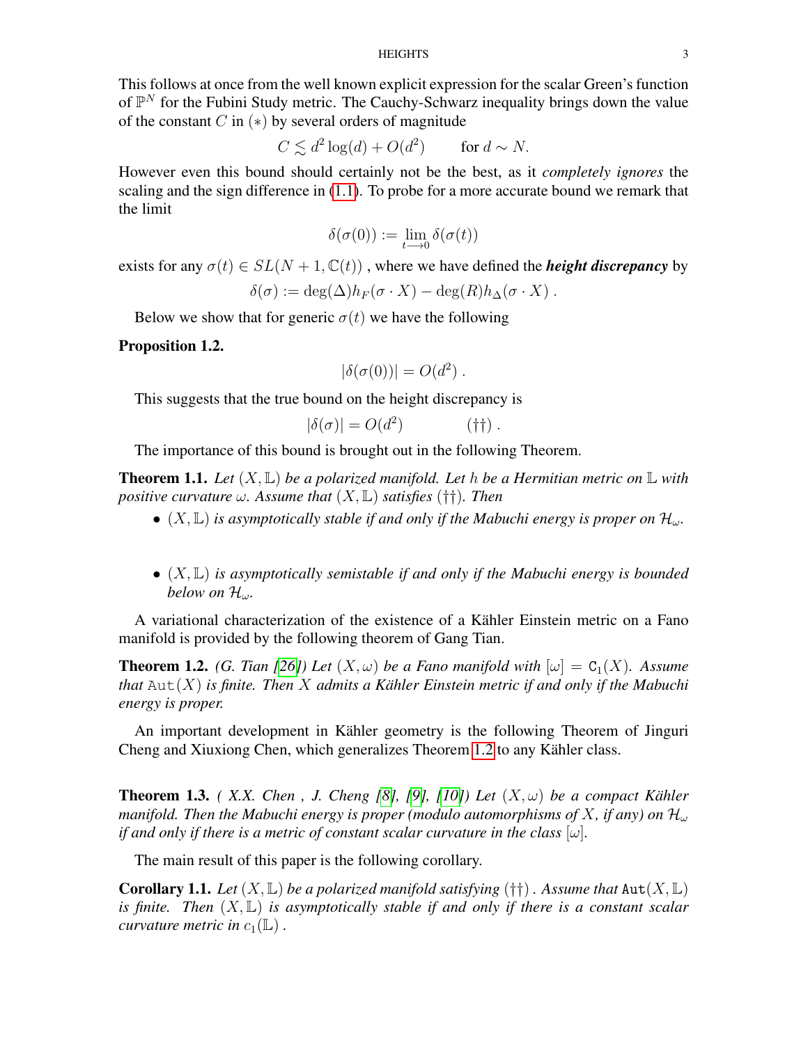This follows at once from the well known explicit expression for the scalar Green's function of $\mathbb{P}^N$ for the Fubini Study metric. The Cauchy-Schwarz inequality brings down the value of the constant $C$ in $(*)$ by several orders of magnitude

$$C \lesssim d^2 \log(d) + O(d^2) \qquad \text{for } d \sim N.$$

However even this bound should certainly not be the best, as it *completely ignores* the scaling and the sign difference in (1.1). To probe for a more accurate bound we remark that the limit

$$\delta(\sigma(0)) := \lim_{t \longrightarrow 0} \delta(\sigma(t))$$

exists for any $\sigma(t) \in SL(N+1, \mathbb{C}(t))$ , where we have defined the ***height discrepancy*** by

$$\delta(\sigma) := \deg(\Delta) h_F(\sigma \cdot X) - \deg(R) h_\Delta(\sigma \cdot X) .$$

Below we show that for generic $\sigma(t)$ we have the following

**Proposition 1.2.**

$$|\delta(\sigma(0))| = O(d^2) .$$

This suggests that the true bound on the height discrepancy is

$$|\delta(\sigma)| = O(d^2) \qquad\qquad (\dagger\dagger) .$$

The importance of this bound is brought out in the following Theorem.

**Theorem 1.1.** *Let $(X, \mathbb{L})$ be a polarized manifold. Let $h$ be a Hermitian metric on $\mathbb{L}$ with positive curvature $\omega$. Assume that $(X, \mathbb{L})$ satisfies $(\dagger\dagger)$. Then*

- *$(X, \mathbb{L})$ is asymptotically stable if and only if the Mabuchi energy is proper on $\mathcal{H}_\omega$.*
- *$(X, \mathbb{L})$ is asymptotically semistable if and only if the Mabuchi energy is bounded below on $\mathcal{H}_\omega$.*

A variational characterization of the existence of a Kähler Einstein metric on a Fano manifold is provided by the following theorem of Gang Tian.

**Theorem 1.2.** *(G. Tian [26]) Let $(X, \omega)$ be a Fano manifold with $[\omega] = \mathtt{C}_1(X)$. Assume that $\mathtt{Aut}(X)$ is finite. Then $X$ admits a Kähler Einstein metric if and only if the Mabuchi energy is proper.*

An important development in Kähler geometry is the following Theorem of Jinguri Cheng and Xiuxiong Chen, which generalizes Theorem 1.2 to any Kähler class.

**Theorem 1.3.** *( X.X. Chen , J. Cheng [8], [9], [10]) Let $(X, \omega)$ be a compact Kähler manifold. Then the Mabuchi energy is proper (modulo automorphisms of $X$, if any) on $\mathcal{H}_\omega$ if and only if there is a metric of constant scalar curvature in the class $[\omega]$.*

The main result of this paper is the following corollary.

**Corollary 1.1.** *Let $(X, \mathbb{L})$ be a polarized manifold satisfying $(\dagger\dagger)$ . Assume that $\mathtt{Aut}(X, \mathbb{L})$ is finite. Then $(X, \mathbb{L})$ is asymptotically stable if and only if there is a constant scalar curvature metric in $c_1(\mathbb{L})$ .*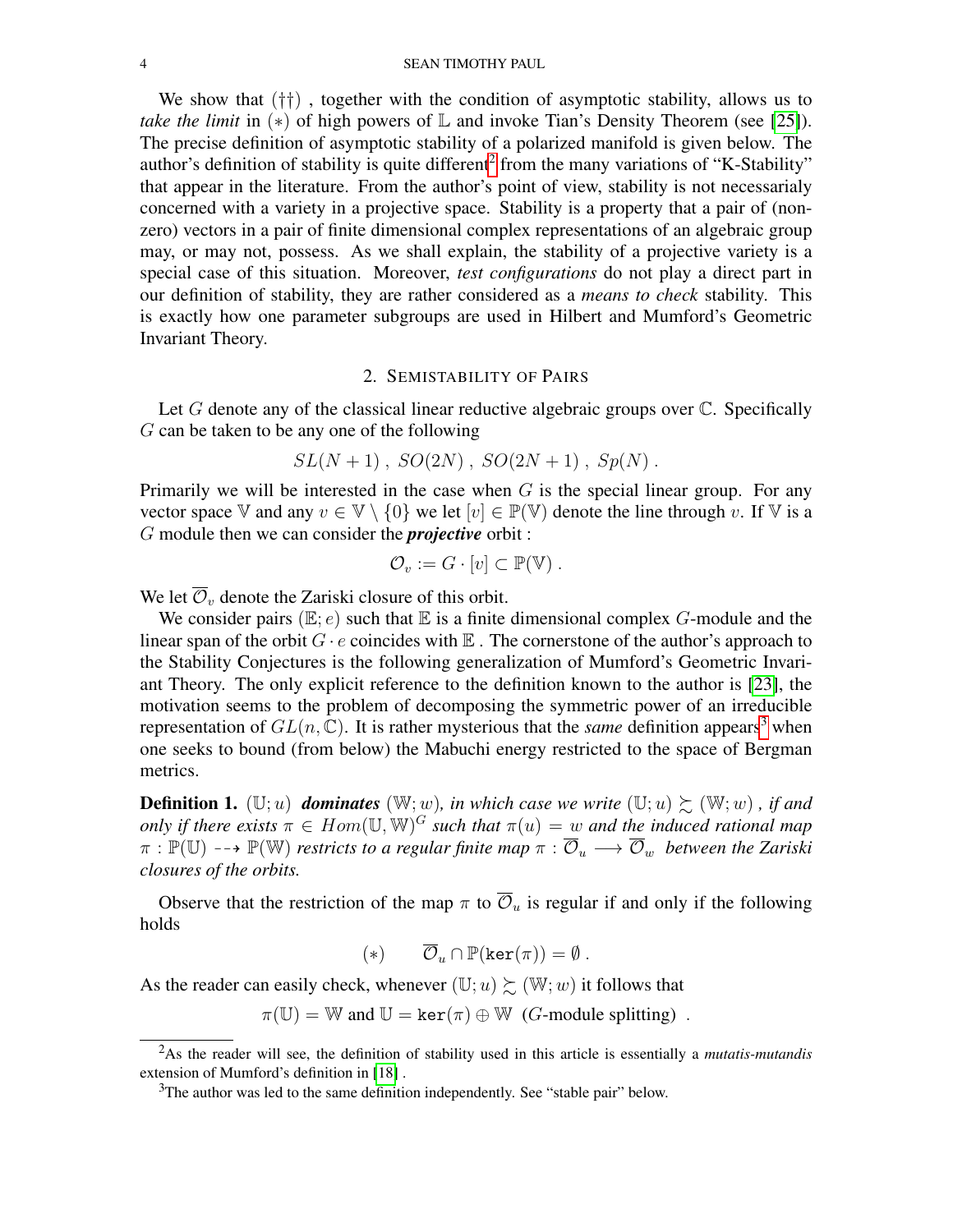We show that $(\dagger\dagger)$ , together with the condition of asymptotic stability, allows us to *take the limit* in $(*)$ of high powers of $\mathbb{L}$ and invoke Tian's Density Theorem (see [25]). The precise definition of asymptotic stability of a polarized manifold is given below. The author's definition of stability is quite different[2] from the many variations of "K-Stability" that appear in the literature. From the author's point of view, stability is not necessarialy concerned with a variety in a projective space. Stability is a property that a pair of (non-zero) vectors in a pair of finite dimensional complex representations of an algebraic group may, or may not, possess. As we shall explain, the stability of a projective variety is a special case of this situation. Moreover, *test configurations* do not play a direct part in our definition of stability, they are rather considered as a *means to check* stability. This is exactly how one parameter subgroups are used in Hilbert and Mumford's Geometric Invariant Theory.

## 2. Semistability of Pairs

Let $G$ denote any of the classical linear reductive algebraic groups over $\mathbb{C}$. Specifically $G$ can be taken to be any one of the following

$$SL(N+1)\ ,\ SO(2N)\ ,\ SO(2N+1)\ ,\ Sp(N)\ .$$

Primarily we will be interested in the case when $G$ is the special linear group. For any vector space $\mathbb{V}$ and any $v \in \mathbb{V}\setminus\{0\}$ we let $[v]\in\mathbb{P}(\mathbb{V})$ denote the line through $v$. If $\mathbb{V}$ is a $G$ module then we can consider the ***projective*** orbit :

$$\mathcal{O}_v := G\cdot[v]\subset\mathbb{P}(\mathbb{V})\ .$$

We let $\overline{\mathcal{O}}_v$ denote the Zariski closure of this orbit.

We consider pairs $(\mathbb{E};e)$ such that $\mathbb{E}$ is a finite dimensional complex $G$-module and the linear span of the orbit $G\cdot e$ coincides with $\mathbb{E}$ . The cornerstone of the author's approach to the Stability Conjectures is the following generalization of Mumford's Geometric Invariant Theory. The only explicit reference to the definition known to the author is [23], the motivation seems to the problem of decomposing the symmetric power of an irreducible representation of $GL(n,\mathbb{C})$. It is rather mysterious that the *same* definition appears[3] when one seeks to bound (from below) the Mabuchi energy restricted to the space of Bergman metrics.

**Definition 1.** *$(\mathbb{U};u)$ **dominates** $(\mathbb{W};w)$, in which case we write $(\mathbb{U};u)\succsim(\mathbb{W};w)$ , if and only if there exists $\pi\in Hom(\mathbb{U},\mathbb{W})^G$ such that $\pi(u)=w$ and the induced rational map $\pi:\mathbb{P}(\mathbb{U})\dashrightarrow\mathbb{P}(\mathbb{W})$ restricts to a regular finite map $\pi:\overline{\mathcal{O}}_u\longrightarrow\overline{\mathcal{O}}_w$ between the Zariski closures of the orbits.*

Observe that the restriction of the map $\pi$ to $\overline{\mathcal{O}}_u$ is regular if and only if the following holds

$$(*)\qquad \overline{\mathcal{O}}_u\cap\mathbb{P}(\mathtt{ker}(\pi))=\emptyset\ .$$

As the reader can easily check, whenever $(\mathbb{U};u)\succsim(\mathbb{W};w)$ it follows that

$$\pi(\mathbb{U})=\mathbb{W}\ \text{and}\ \mathbb{U}=\mathtt{ker}(\pi)\oplus\mathbb{W}\ \ (G\text{-module splitting})\ \ .$$

[2] As the reader will see, the definition of stability used in this article is essentially a *mutatis-mutandis* extension of Mumford's definition in [18] .

[3] The author was led to the same definition independently. See "stable pair" below.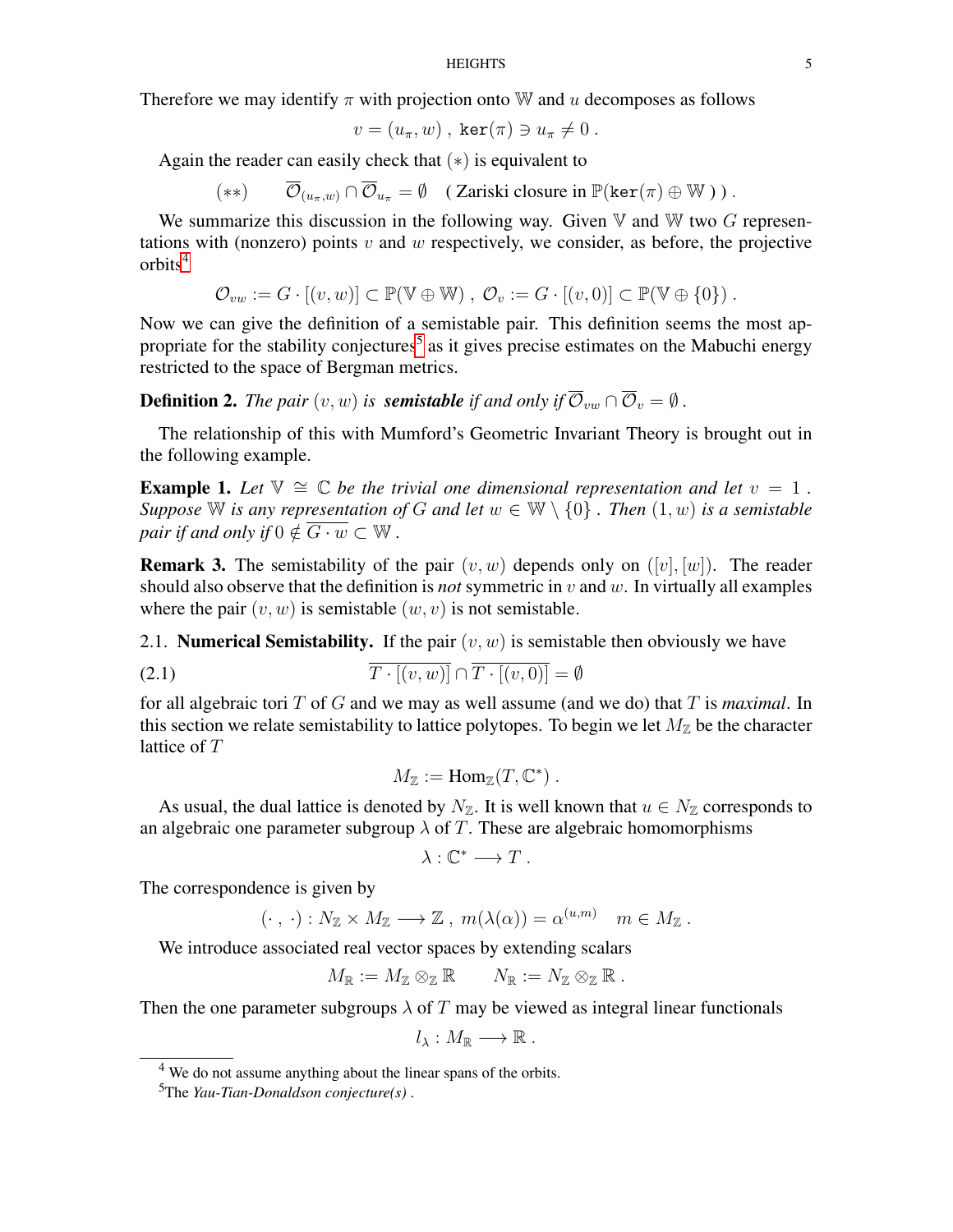Therefore we may identify $\pi$ with projection onto $\mathbb{W}$ and $u$ decomposes as follows

$$v = (u_\pi, w)\ ,\ \mathtt{ker}(\pi) \ni u_\pi \neq 0\ .$$

Again the reader can easily check that $(*)$ is equivalent to

$$(**) \qquad \overline{\mathcal{O}}_{(u_\pi, w)} \cap \overline{\mathcal{O}}_{u_\pi} = \emptyset \quad (\text{ Zariski closure in } \mathbb{P}(\mathtt{ker}(\pi) \oplus \mathbb{W}\ )\ )\ .$$

We summarize this discussion in the following way. Given $\mathbb{V}$ and $\mathbb{W}$ two $G$ representations with (nonzero) points $v$ and $w$ respectively, we consider, as before, the projective orbits[4]

$$\mathcal{O}_{vw} := G \cdot [(v,w)] \subset \mathbb{P}(\mathbb{V} \oplus \mathbb{W})\ ,\ \mathcal{O}_v := G \cdot [(v,0)] \subset \mathbb{P}(\mathbb{V} \oplus \{0\})\ .$$

Now we can give the definition of a semistable pair. This definition seems the most appropriate for the stability conjectures[5] as it gives precise estimates on the Mabuchi energy restricted to the space of Bergman metrics.

**Definition 2.** *The pair $(v, w)$ is* ***semistable*** *if and only if $\overline{\mathcal{O}}_{vw} \cap \overline{\mathcal{O}}_v = \emptyset$ .*

The relationship of this with Mumford's Geometric Invariant Theory is brought out in the following example.

**Example 1.** *Let $\mathbb{V} \cong \mathbb{C}$ be the trivial one dimensional representation and let $v = 1$ . Suppose $\mathbb{W}$ is any representation of $G$ and let $w \in \mathbb{W} \setminus \{0\}$ . Then $(1, w)$ is a semistable pair if and only if $0 \notin \overline{G \cdot w} \subset \mathbb{W}$ .*

**Remark 3.** The semistability of the pair $(v, w)$ depends only on $([v], [w])$. The reader should also observe that the definition is *not* symmetric in $v$ and $w$. In virtually all examples where the pair $(v, w)$ is semistable $(w, v)$ is not semistable.

## 2.1. Numerical Semistability.

If the pair $(v, w)$ is semistable then obviously we have

$$\overline{T \cdot [(v,w)]} \cap \overline{T \cdot [(v,0)]} = \emptyset \tag{2.1}$$

for all algebraic tori $T$ of $G$ and we may as well assume (and we do) that $T$ is *maximal*. In this section we relate semistability to lattice polytopes. To begin we let $M_{\mathbb{Z}}$ be the character lattice of $T$

$$M_{\mathbb{Z}} := \mathrm{Hom}_{\mathbb{Z}}(T, \mathbb{C}^*)\ .$$

As usual, the dual lattice is denoted by $N_{\mathbb{Z}}$. It is well known that $u \in N_{\mathbb{Z}}$ corresponds to an algebraic one parameter subgroup $\lambda$ of $T$. These are algebraic homomorphisms

$$\lambda : \mathbb{C}^* \longrightarrow T\ .$$

The correspondence is given by

$$(\cdot\ ,\ \cdot) : N_{\mathbb{Z}} \times M_{\mathbb{Z}} \longrightarrow \mathbb{Z}\ ,\ m(\lambda(\alpha)) = \alpha^{(u,m)} \quad m \in M_{\mathbb{Z}}\ .$$

We introduce associated real vector spaces by extending scalars

$$M_{\mathbb{R}} := M_{\mathbb{Z}} \otimes_{\mathbb{Z}} \mathbb{R} \qquad N_{\mathbb{R}} := N_{\mathbb{Z}} \otimes_{\mathbb{Z}} \mathbb{R}\ .$$

Then the one parameter subgroups $\lambda$ of $T$ may be viewed as integral linear functionals

$$l_\lambda : M_{\mathbb{R}} \longrightarrow \mathbb{R}\ .$$

---

[4] We do not assume anything about the linear spans of the orbits.

[5] The *Yau-Tian-Donaldson conjecture(s)* .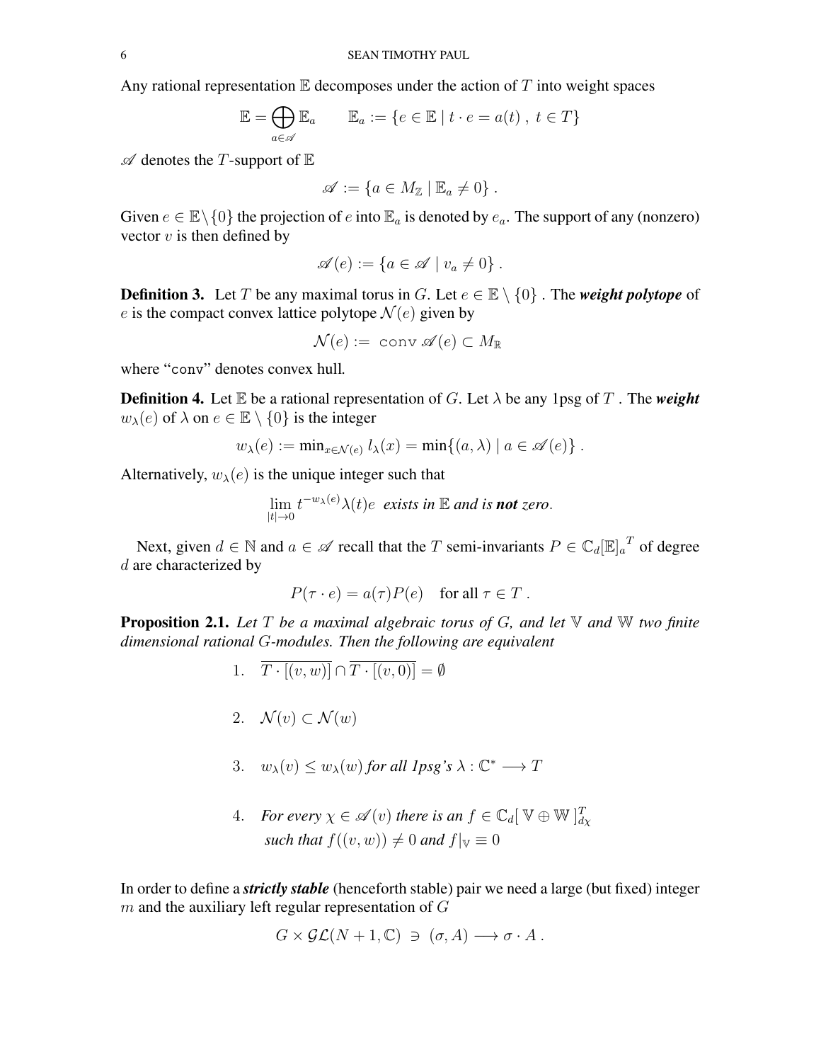Any rational representation $\mathbb{E}$ decomposes under the action of $T$ into weight spaces

$$\mathbb{E} = \bigoplus_{a \in \mathscr{A}} \mathbb{E}_a \qquad \mathbb{E}_a := \{e \in \mathbb{E} \mid t \cdot e = a(t)\ ,\ t \in T\}$$

$\mathscr{A}$ denotes the $T$-support of $\mathbb{E}$

$$\mathscr{A} := \{a \in M_{\mathbb{Z}} \mid \mathbb{E}_a \neq 0\}\ .$$

Given $e \in \mathbb{E} \setminus \{0\}$ the projection of $e$ into $\mathbb{E}_a$ is denoted by $e_a$. The support of any (nonzero) vector $v$ is then defined by

$$\mathscr{A}(e) := \{a \in \mathscr{A} \mid v_a \neq 0\}\ .$$

**Definition 3.** Let $T$ be any maximal torus in $G$. Let $e \in \mathbb{E} \setminus \{0\}$ . The ***weight polytope*** of $e$ is the compact convex lattice polytope $\mathcal{N}(e)$ given by

$$\mathcal{N}(e) := \ \texttt{conv}\ \mathscr{A}(e) \subset M_{\mathbb{R}}$$

where "conv" denotes convex hull.

**Definition 4.** Let $\mathbb{E}$ be a rational representation of $G$. Let $\lambda$ be any 1psg of $T$ . The ***weight*** $w_\lambda(e)$ of $\lambda$ on $e \in \mathbb{E} \setminus \{0\}$ is the integer

$$w_\lambda(e) := \min_{x \in \mathcal{N}(e)} l_\lambda(x) = \min\{(a, \lambda) \mid a \in \mathscr{A}(e)\}\ .$$

Alternatively, $w_\lambda(e)$ is the unique integer such that

$$\lim_{|t| \to 0} t^{-w_\lambda(e)} \lambda(t) e \ \textit{ exists in } \mathbb{E} \textit{ and is } \textbf{\textit{not}} \textit{ zero}.$$

Next, given $d \in \mathbb{N}$ and $a \in \mathscr{A}$ recall that the $T$ semi-invariants $P \in {\mathbb{C}_d[\mathbb{E}]_a}^T$ of degree $d$ are characterized by

$$P(\tau \cdot e) = a(\tau) P(e) \quad \text{for all } \tau \in T\ .$$

**Proposition 2.1.** *Let $T$ be a maximal algebraic torus of $G$, and let $\mathbb{V}$ and $\mathbb{W}$ two finite dimensional rational $G$-modules. Then the following are equivalent*

1. $\overline{T \cdot [(v, w)]} \cap \overline{T \cdot [(v, 0)]} = \emptyset$

2. $\mathcal{N}(v) \subset \mathcal{N}(w)$

3. $w_\lambda(v) \leq w_\lambda(w)$ *for all 1psg's* $\lambda : \mathbb{C}^* \longrightarrow T$

4. *For every* $\chi \in \mathscr{A}(v)$ *there is an* $f \in \mathbb{C}_d[\ \mathbb{V} \oplus \mathbb{W}\ ]^T_{d\chi}$ *such that* $f((v, w)) \neq 0$ *and* $f|_{\mathbb{V}} \equiv 0$

In order to define a ***strictly stable*** (henceforth stable) pair we need a large (but fixed) integer $m$ and the auxiliary left regular representation of $G$

$$G \times \mathcal{GL}(N + 1, \mathbb{C})\ \ni\ (\sigma, A) \longrightarrow \sigma \cdot A\ .$$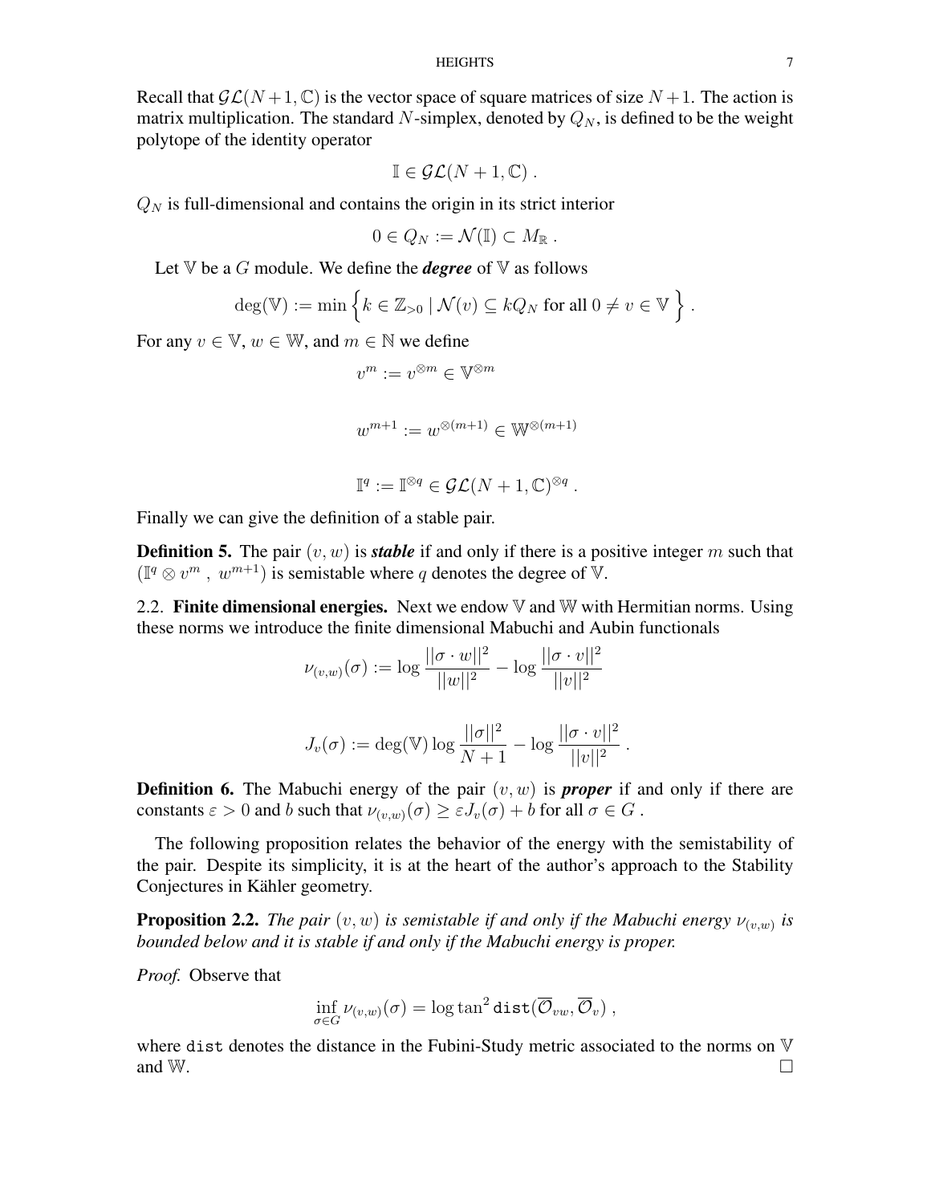Recall that $\mathcal{GL}(N+1,\mathbb{C})$ is the vector space of square matrices of size $N+1$. The action is matrix multiplication. The standard $N$-simplex, denoted by $Q_N$, is defined to be the weight polytope of the identity operator

$$\mathbb{I} \in \mathcal{GL}(N+1,\mathbb{C}) \, .$$

$Q_N$ is full-dimensional and contains the origin in its strict interior

$$0 \in Q_N := \mathcal{N}(\mathbb{I}) \subset M_{\mathbb{R}} \, .$$

Let $\mathbb{V}$ be a $G$ module. We define the ***degree*** of $\mathbb{V}$ as follows

$$\deg(\mathbb{V}) := \min \Big\{ k \in \mathbb{Z}_{>0} \mid \mathcal{N}(v) \subseteq kQ_N \text{ for all } 0 \neq v \in \mathbb{V} \Big\} \, .$$

For any $v \in \mathbb{V}$, $w \in \mathbb{W}$, and $m \in \mathbb{N}$ we define

$$v^m := v^{\otimes m} \in \mathbb{V}^{\otimes m}$$

$$w^{m+1} := w^{\otimes (m+1)} \in \mathbb{W}^{\otimes (m+1)}$$

$$\mathbb{I}^q := \mathbb{I}^{\otimes q} \in \mathcal{GL}(N+1,\mathbb{C})^{\otimes q} \, .$$

Finally we can give the definition of a stable pair.

**Definition 5.** The pair $(v,w)$ is ***stable*** if and only if there is a positive integer $m$ such that $(\mathbb{I}^q \otimes v^m \, , \; w^{m+1})$ is semistable where $q$ denotes the degree of $\mathbb{V}$.

### 2.2. Finite dimensional energies.

Next we endow $\mathbb{V}$ and $\mathbb{W}$ with Hermitian norms. Using these norms we introduce the finite dimensional Mabuchi and Aubin functionals

$$\nu_{(v,w)}(\sigma) := \log \frac{||\sigma \cdot w||^2}{||w||^2} - \log \frac{||\sigma \cdot v||^2}{||v||^2}$$

$$J_v(\sigma) := \deg(\mathbb{V}) \log \frac{||\sigma||^2}{N+1} - \log \frac{||\sigma \cdot v||^2}{||v||^2} \, .$$

**Definition 6.** The Mabuchi energy of the pair $(v,w)$ is ***proper*** if and only if there are constants $\varepsilon > 0$ and $b$ such that $\nu_{(v,w)}(\sigma) \geq \varepsilon J_v(\sigma) + b$ for all $\sigma \in G$ .

The following proposition relates the behavior of the energy with the semistability of the pair. Despite its simplicity, it is at the heart of the author's approach to the Stability Conjectures in Kähler geometry.

**Proposition 2.2.** *The pair $(v,w)$ is semistable if and only if the Mabuchi energy $\nu_{(v,w)}$ is bounded below and it is stable if and only if the Mabuchi energy is proper.*

*Proof.* Observe that

$$\inf_{\sigma \in G} \nu_{(v,w)}(\sigma) = \log \tan^2 \mathtt{dist}(\overline{\mathcal{O}}_{vw}, \overline{\mathcal{O}}_v) \, ,$$

where $\mathtt{dist}$ denotes the distance in the Fubini-Study metric associated to the norms on $\mathbb{V}$ and $\mathbb{W}$. □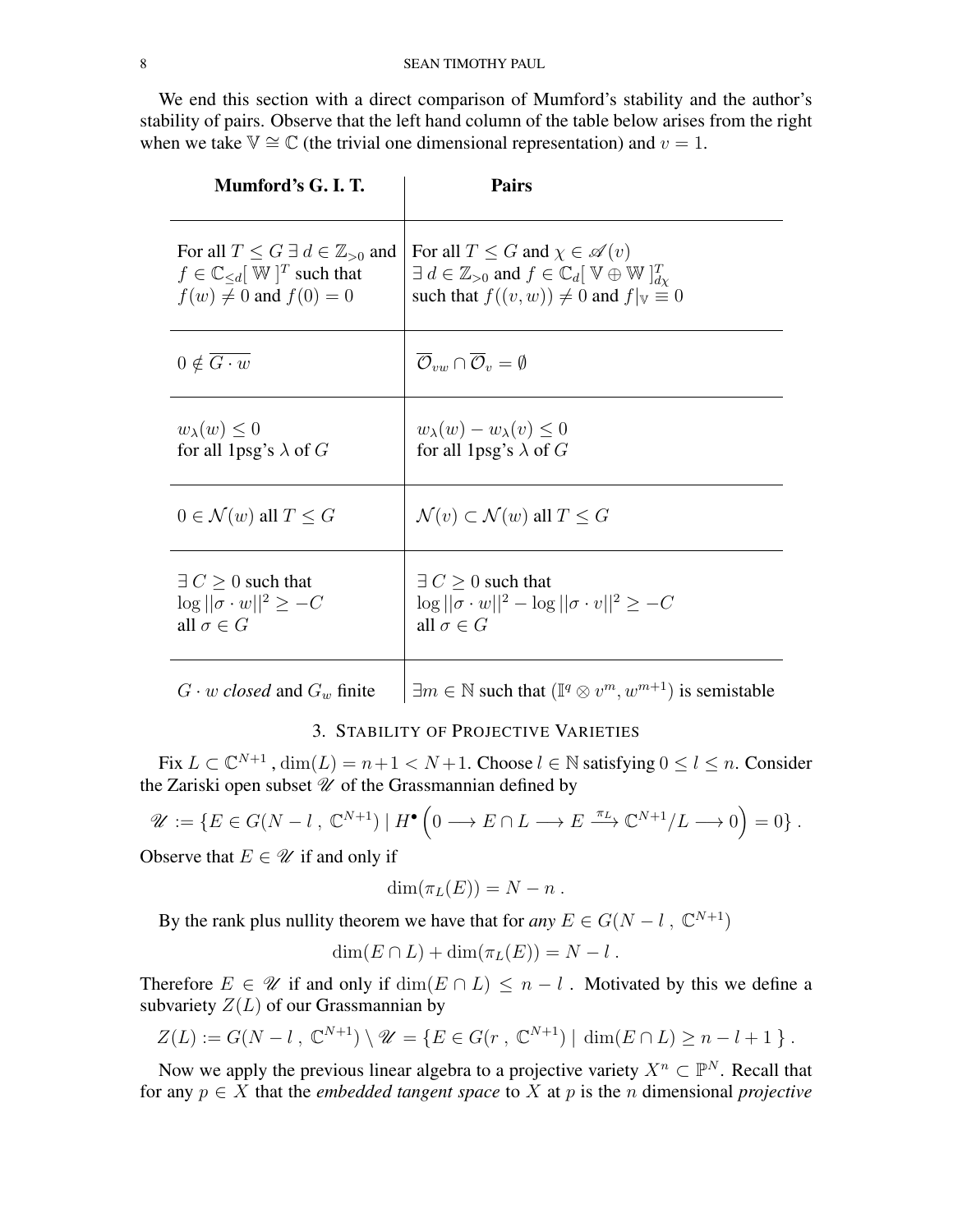We end this section with a direct comparison of Mumford's stability and the author's stability of pairs. Observe that the left hand column of the table below arises from the right when we take $\mathbb{V} \cong \mathbb{C}$ (the trivial one dimensional representation) and $v = 1$.

| **Mumford's G. I. T.** | **Pairs** |
|---|---|
| For all $T \leq G$ $\exists\, d \in \mathbb{Z}_{>0}$ and $f \in \mathbb{C}_{\leq d}[\,\mathbb{W}\,]^T$ such that $f(w) \neq 0$ and $f(0) = 0$ | For all $T \leq G$ and $\chi \in \mathscr{A}(v)$ $\exists\, d \in \mathbb{Z}_{>0}$ and $f \in \mathbb{C}_d[\,\mathbb{V} \oplus \mathbb{W}\,]^T_{d\chi}$ such that $f((v, w)) \neq 0$ and $f\|_{\mathbb{V}} \equiv 0$ |
| $0 \notin \overline{G \cdot w}$ | $\overline{\mathcal{O}}_{vw} \cap \overline{\mathcal{O}}_v = \emptyset$ |
| $w_\lambda(w) \leq 0$ for all 1psg's $\lambda$ of $G$ | $w_\lambda(w) - w_\lambda(v) \leq 0$ for all 1psg's $\lambda$ of $G$ |
| $0 \in \mathcal{N}(w)$ all $T \leq G$ | $\mathcal{N}(v) \subset \mathcal{N}(w)$ all $T \leq G$ |
| $\exists\, C \geq 0$ such that $\log \|\|\sigma \cdot w\|\|^2 \geq -C$ all $\sigma \in G$ | $\exists\, C \geq 0$ such that $\log \|\|\sigma \cdot w\|\|^2 - \log \|\|\sigma \cdot v\|\|^2 \geq -C$ all $\sigma \in G$ |
| $G \cdot w$ *closed* and $G_w$ finite | $\exists m \in \mathbb{N}$ such that $(\mathbb{I}^q \otimes v^m, w^{m+1})$ is semistable |

## 3. Stability of Projective Varieties

Fix $L \subset \mathbb{C}^{N+1}$ , $\dim(L) = n+1 < N+1$. Choose $l \in \mathbb{N}$ satisfying $0 \leq l \leq n$. Consider the Zariski open subset $\mathscr{U}$ of the Grassmannian defined by

$$\mathscr{U} := \{E \in G(N - l\,,\ \mathbb{C}^{N+1}) \mid H^{\bullet}\Big(0 \longrightarrow E \cap L \longrightarrow E \xrightarrow{\ \pi_L\ } \mathbb{C}^{N+1}/L \longrightarrow 0\Big) = 0\}\ .$$

Observe that $E \in \mathscr{U}$ if and only if

$$\dim(\pi_L(E)) = N - n\ .$$

By the rank plus nullity theorem we have that for *any* $E \in G(N - l\,,\ \mathbb{C}^{N+1})$

$$\dim(E \cap L) + \dim(\pi_L(E)) = N - l\ .$$

Therefore $E \in \mathscr{U}$ if and only if $\dim(E \cap L) \leq n - l$ . Motivated by this we define a subvariety $Z(L)$ of our Grassmannian by

$$Z(L) := G(N - l\,,\ \mathbb{C}^{N+1}) \setminus \mathscr{U} = \{E \in G(r\,,\ \mathbb{C}^{N+1}) \mid\ \dim(E \cap L) \geq n - l + 1\,\}\ .$$

Now we apply the previous linear algebra to a projective variety $X^n \subset \mathbb{P}^N$. Recall that for any $p \in X$ that the *embedded tangent space* to $X$ at $p$ is the $n$ dimensional *projective*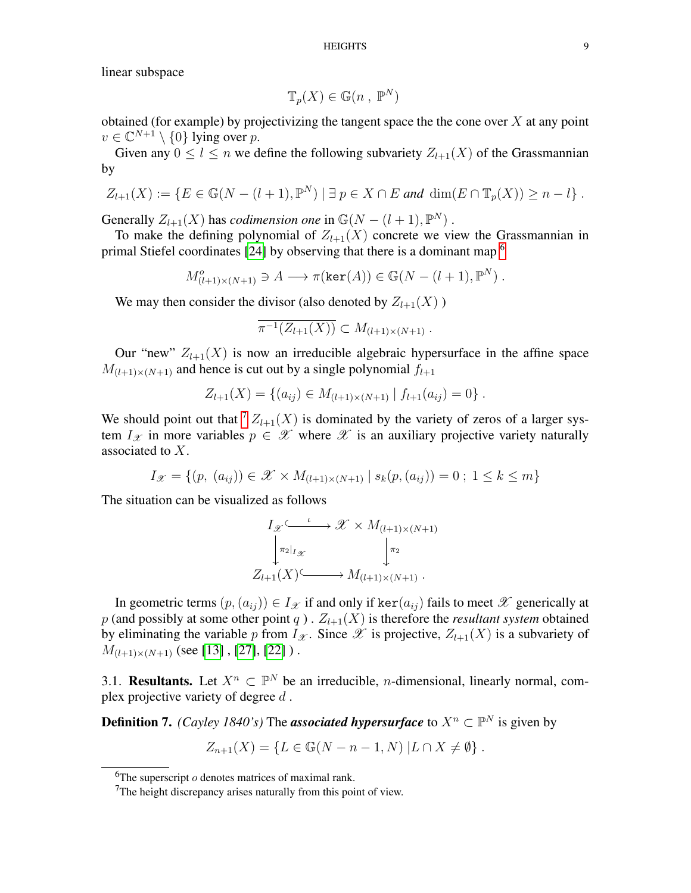linear subspace

$$\mathbb{T}_p(X) \in \mathbb{G}(n\ ,\ \mathbb{P}^N)$$

obtained (for example) by projectivizing the tangent space the the cone over $X$ at any point $v \in \mathbb{C}^{N+1} \setminus \{0\}$ lying over $p$.

Given any $0 \le l \le n$ we define the following subvariety $Z_{l+1}(X)$ of the Grassmannian by

$$Z_{l+1}(X) := \{E \in \mathbb{G}(N-(l+1), \mathbb{P}^N) \mid \exists\, p \in X \cap E \textit{ and } \dim(E \cap \mathbb{T}_p(X)) \ge n-l\}\ .$$

Generally $Z_{l+1}(X)$ has *codimension one* in $\mathbb{G}(N-(l+1), \mathbb{P}^N)$ .

To make the defining polynomial of $Z_{l+1}(X)$ concrete we view the Grassmannian in primal Stiefel coordinates [24] by observing that there is a dominant map [6]

$$M^o_{(l+1)\times(N+1)} \ni A \longrightarrow \pi(\mathtt{ker}(A)) \in \mathbb{G}(N-(l+1), \mathbb{P}^N)\ .$$

We may then consider the divisor (also denoted by $Z_{l+1}(X)$ )

$$\overline{\pi^{-1}(Z_{l+1}(X))} \subset M_{(l+1)\times(N+1)}\ .$$

Our "new" $Z_{l+1}(X)$ is now an irreducible algebraic hypersurface in the affine space $M_{(l+1)\times(N+1)}$ and hence is cut out by a single polynomial $f_{l+1}$

$$Z_{l+1}(X) = \{(a_{ij}) \in M_{(l+1)\times(N+1)} \mid f_{l+1}(a_{ij}) = 0\}\ .$$

We should point out that [7] $Z_{l+1}(X)$ is dominated by the variety of zeros of a larger system $I_{\mathscr{X}}$ in more variables $p \in \mathscr{X}$ where $\mathscr{X}$ is an auxiliary projective variety naturally associated to $X$.

$$I_{\mathscr{X}} = \{(p,\ (a_{ij})) \in \mathscr{X} \times M_{(l+1)\times(N+1)} \mid s_k(p, (a_{ij})) = 0\ ;\ 1 \le k \le m\}$$

The situation can be visualized as follows

$$\begin{array}{ccc} I_{\mathscr{X}} & \xhookrightarrow{\ \iota\ } & \mathscr{X} \times M_{(l+1)\times(N+1)} \\ \Big\downarrow{\scriptstyle \pi_2|_{I_{\mathscr{X}}}} & & \Big\downarrow{\scriptstyle \pi_2} \\ Z_{l+1}(X) & \hookrightarrow & M_{(l+1)\times(N+1)}\ . \end{array}$$

In geometric terms $(p, (a_{ij})) \in I_{\mathscr{X}}$ if and only if $\mathtt{ker}(a_{ij})$ fails to meet $\mathscr{X}$ generically at $p$ (and possibly at some other point $q$ ) . $Z_{l+1}(X)$ is therefore the *resultant system* obtained by eliminating the variable $p$ from $I_{\mathscr{X}}$. Since $\mathscr{X}$ is projective, $Z_{l+1}(X)$ is a subvariety of $M_{(l+1)\times(N+1)}$ (see [13] , [27], [22] ) .

3.1. **Resultants.** Let $X^n \subset \mathbb{P}^N$ be an irreducible, $n$-dimensional, linearly normal, complex projective variety of degree $d$ .

**Definition 7.** *(Cayley 1840's)* The ***associated hypersurface*** to $X^n \subset \mathbb{P}^N$ is given by

$$Z_{n+1}(X) = \{L \in \mathbb{G}(N-n-1, N)\ | L \cap X \neq \emptyset\}\ .$$

---

[6] The superscript $o$ denotes matrices of maximal rank.

[7] The height discrepancy arises naturally from this point of view.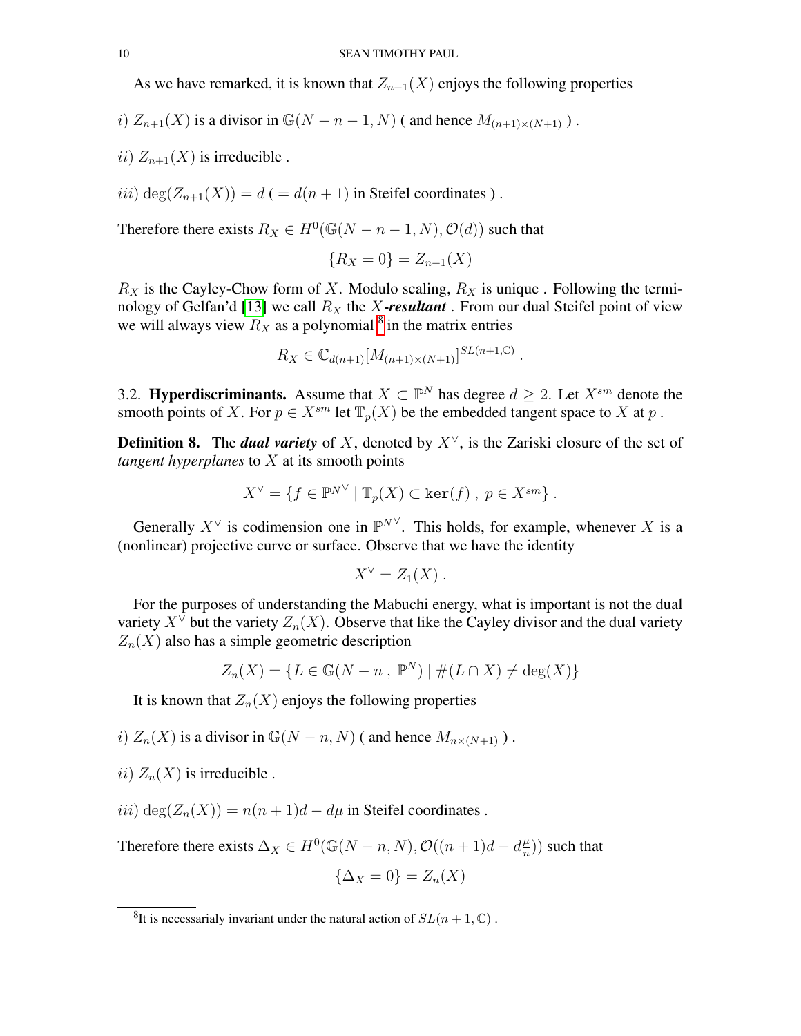As we have remarked, it is known that $Z_{n+1}(X)$ enjoys the following properties

$i)$ $Z_{n+1}(X)$ is a divisor in $\mathbb{G}(N-n-1,N)$ ( and hence $M_{(n+1)\times(N+1)}$ ) .

$ii)$ $Z_{n+1}(X)$ is irreducible .

$iii)$ $\deg(Z_{n+1}(X)) = d$ ( $= d(n+1)$ in Steifel coordinates ) .

Therefore there exists $R_X \in H^0(\mathbb{G}(N-n-1,N),\mathcal{O}(d))$ such that

$$\{R_X = 0\} = Z_{n+1}(X)$$

$R_X$ is the Cayley-Chow form of $X$. Modulo scaling, $R_X$ is unique . Following the terminology of Gelfan'd [13] we call $R_X$ the ***X-resultant*** . From our dual Steifel point of view we will always view $R_X$ as a polynomial [8] in the matrix entries

$$R_X \in \mathbb{C}_{d(n+1)}[M_{(n+1)\times(N+1)}]^{SL(n+1,\mathbb{C})} \ .$$

3.2. **Hyperdiscriminants.** Assume that $X \subset \mathbb{P}^N$ has degree $d \geq 2$. Let $X^{sm}$ denote the smooth points of $X$. For $p \in X^{sm}$ let $\mathbb{T}_p(X)$ be the embedded tangent space to $X$ at $p$ .

**Definition 8.** The ***dual variety*** of $X$, denoted by $X^{\vee}$, is the Zariski closure of the set of *tangent hyperplanes* to $X$ at its smooth points

$$X^{\vee} = \overline{\{f \in \mathbb{P}^{N^{\vee}} \mid \mathbb{T}_p(X) \subset \mathtt{ker}(f)\ ,\ p \in X^{sm}\}} \ .$$

Generally $X^{\vee}$ is codimension one in $\mathbb{P}^{N^{\vee}}$. This holds, for example, whenever $X$ is a (nonlinear) projective curve or surface. Observe that we have the identity

$$X^{\vee} = Z_1(X) \ .$$

For the purposes of understanding the Mabuchi energy, what is important is not the dual variety $X^{\vee}$ but the variety $Z_n(X)$. Observe that like the Cayley divisor and the dual variety $Z_n(X)$ also has a simple geometric description

$$Z_n(X) = \{L \in \mathbb{G}(N-n\ ,\ \mathbb{P}^N) \mid \#(L \cap X) \neq \deg(X)\}$$

It is known that $Z_n(X)$ enjoys the following properties

$i)$ $Z_n(X)$ is a divisor in $\mathbb{G}(N-n,N)$ ( and hence $M_{n\times(N+1)}$ ) .

$ii)$ $Z_n(X)$ is irreducible .

$iii)$ $\deg(Z_n(X)) = n(n+1)d - d\mu$ in Steifel coordinates .

Therefore there exists $\Delta_X \in H^0(\mathbb{G}(N-n,N),\mathcal{O}((n+1)d - d\frac{\mu}{n}))$ such that

$$\{\Delta_X = 0\} = Z_n(X)$$

[8] It is necessarialy invariant under the natural action of $SL(n+1,\mathbb{C})$ .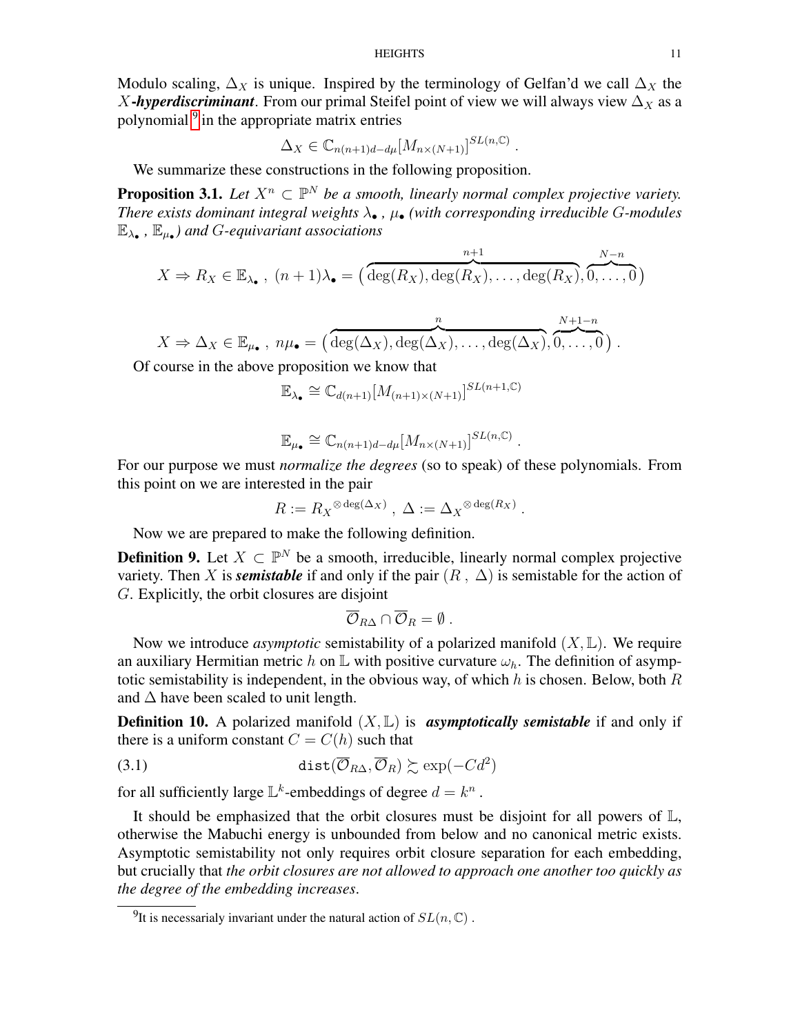Modulo scaling, $\Delta_X$ is unique. Inspired by the terminology of Gelfan'd we call $\Delta_X$ the $X$-***hyperdiscriminant***. From our primal Steifel point of view we will always view $\Delta_X$ as a polynomial [9] in the appropriate matrix entries

$$\Delta_X \in \mathbb{C}_{n(n+1)d-d\mu}[M_{n\times(N+1)}]^{SL(n,\mathbb{C})} \ .$$

We summarize these constructions in the following proposition.

**Proposition 3.1.** *Let $X^n \subset \mathbb{P}^N$ be a smooth, linearly normal complex projective variety. There exists dominant integral weights $\lambda_\bullet$ , $\mu_\bullet$ (with corresponding irreducible $G$-modules $\mathbb{E}_{\lambda_\bullet}$ , $\mathbb{E}_{\mu_\bullet}$) and $G$-equivariant associations*

$$X \Rightarrow R_X \in \mathbb{E}_{\lambda_\bullet} \ , \ (n+1)\lambda_\bullet = \big(\overbrace{\deg(R_X), \deg(R_X), \ldots, \deg(R_X)}^{n+1}, \overbrace{0, \ldots, 0}^{N-n}\big)$$

$$X \Rightarrow \Delta_X \in \mathbb{E}_{\mu_\bullet} \ , \ n\mu_\bullet = \big(\overbrace{\deg(\Delta_X), \deg(\Delta_X), \ldots, \deg(\Delta_X)}^{n}, \overbrace{0, \ldots, 0}^{N+1-n}\big) \ .$$

Of course in the above proposition we know that

$$\mathbb{E}_{\lambda_\bullet} \cong \mathbb{C}_{d(n+1)}[M_{(n+1)\times(N+1)}]^{SL(n+1,\mathbb{C})}$$

$$\mathbb{E}_{\mu_\bullet} \cong \mathbb{C}_{n(n+1)d-d\mu}[M_{n\times(N+1)}]^{SL(n,\mathbb{C})} \ .$$

For our purpose we must *normalize the degrees* (so to speak) of these polynomials. From this point on we are interested in the pair

$$R := {R_X}^{\otimes \deg(\Delta_X)} \ , \ \Delta := {\Delta_X}^{\otimes \deg(R_X)} \ .$$

Now we are prepared to make the following definition.

**Definition 9.** Let $X \subset \mathbb{P}^N$ be a smooth, irreducible, linearly normal complex projective variety. Then $X$ is ***semistable*** if and only if the pair $(R \ , \ \Delta)$ is semistable for the action of $G$. Explicitly, the orbit closures are disjoint

$$\overline{\mathcal{O}}_{R\Delta} \cap \overline{\mathcal{O}}_R = \emptyset \ .$$

Now we introduce *asymptotic* semistability of a polarized manifold $(X, \mathbb{L})$. We require an auxiliary Hermitian metric $h$ on $\mathbb{L}$ with positive curvature $\omega_h$. The definition of asymptotic semistability is independent, in the obvious way, of which $h$ is chosen. Below, both $R$ and $\Delta$ have been scaled to unit length.

**Definition 10.** A polarized manifold $(X, \mathbb{L})$ is ***asymptotically semistable*** if and only if there is a uniform constant $C = C(h)$ such that

$$\texttt{dist}(\overline{\mathcal{O}}_{R\Delta}, \overline{\mathcal{O}}_R) \gtrsim \exp(-Cd^2) \tag{3.1}$$

for all sufficiently large $\mathbb{L}^k$-embeddings of degree $d = k^n$ .

It should be emphasized that the orbit closures must be disjoint for all powers of $\mathbb{L}$, otherwise the Mabuchi energy is unbounded from below and no canonical metric exists. Asymptotic semistability not only requires orbit closure separation for each embedding, but crucially that *the orbit closures are not allowed to approach one another too quickly as the degree of the embedding increases*.

[9] It is necessarialy invariant under the natural action of $SL(n, \mathbb{C})$ .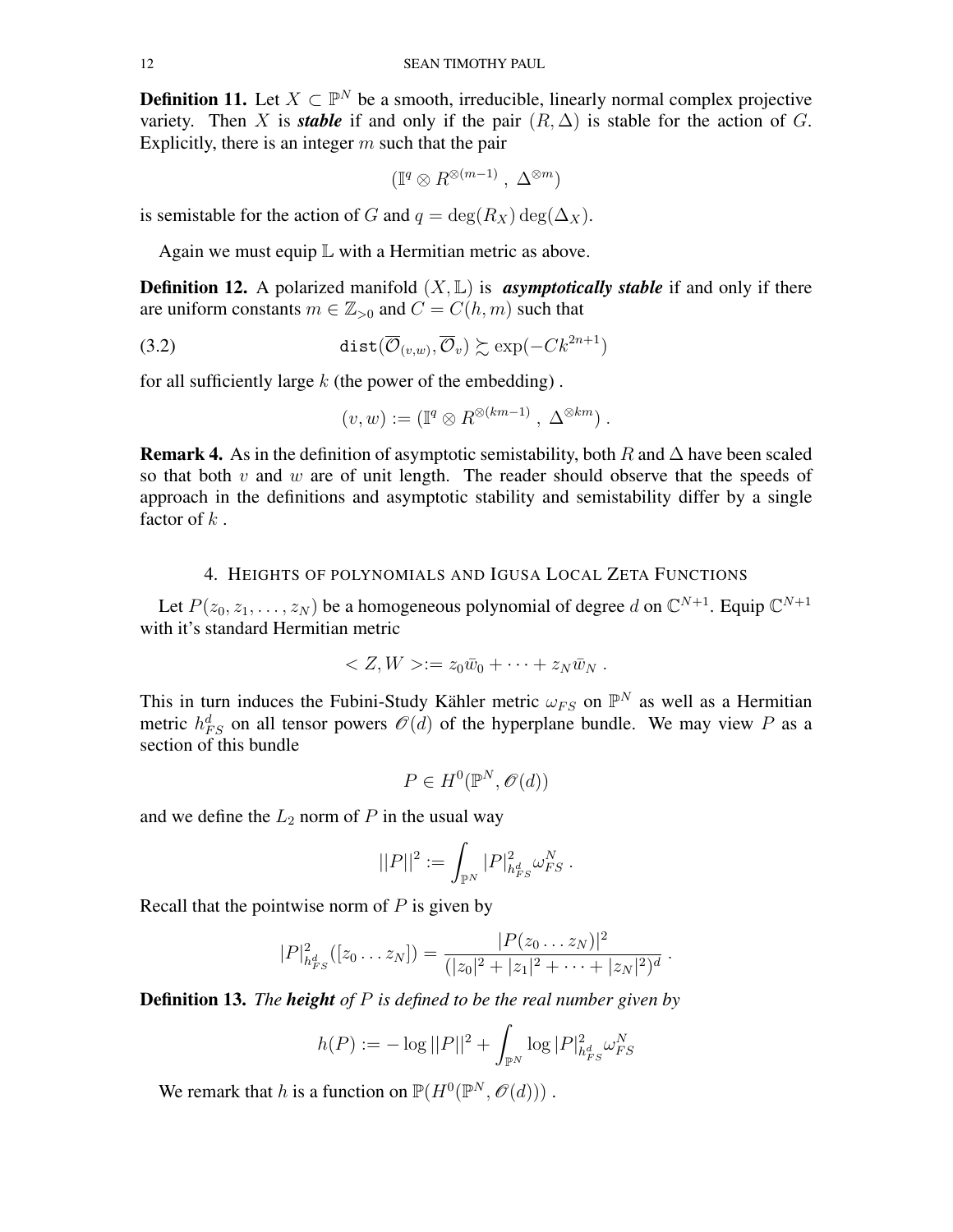**Definition 11.** Let $X \subset \mathbb{P}^N$ be a smooth, irreducible, linearly normal complex projective variety. Then $X$ is ***stable*** if and only if the pair $(R, \Delta)$ is stable for the action of $G$. Explicitly, there is an integer $m$ such that the pair

$$(\mathbb{I}^q \otimes R^{\otimes(m-1)} \, , \, \Delta^{\otimes m})$$

is semistable for the action of $G$ and $q = \deg(R_X)\deg(\Delta_X)$.

Again we must equip $\mathbb{L}$ with a Hermitian metric as above.

**Definition 12.** A polarized manifold $(X, \mathbb{L})$ is ***asymptotically stable*** if and only if there are uniform constants $m \in \mathbb{Z}_{>0}$ and $C = C(h, m)$ such that

$$\texttt{dist}(\overline{\mathcal{O}}_{(v,w)}, \overline{\mathcal{O}}_v) \gtrsim \exp(-Ck^{2n+1}) \tag{3.2}$$

for all sufficiently large $k$ (the power of the embedding) .

$$(v, w) := (\mathbb{I}^q \otimes R^{\otimes(km-1)} \, , \, \Delta^{\otimes km}) \, .$$

**Remark 4.** As in the definition of asymptotic semistability, both $R$ and $\Delta$ have been scaled so that both $v$ and $w$ are of unit length. The reader should observe that the speeds of approach in the definitions and asymptotic stability and semistability differ by a single factor of $k$ .

## 4. Heights of polynomials and Igusa Local Zeta Functions

Let $P(z_0, z_1, \ldots, z_N)$ be a homogeneous polynomial of degree $d$ on $\mathbb{C}^{N+1}$. Equip $\mathbb{C}^{N+1}$ with it's standard Hermitian metric

$$< Z, W > := z_0\bar{w}_0 + \cdots + z_N\bar{w}_N \, .$$

This in turn induces the Fubini-Study Kähler metric $\omega_{FS}$ on $\mathbb{P}^N$ as well as a Hermitian metric $h^d_{FS}$ on all tensor powers $\mathscr{O}(d)$ of the hyperplane bundle. We may view $P$ as a section of this bundle

$$P \in H^0(\mathbb{P}^N, \mathscr{O}(d))$$

and we define the $L_2$ norm of $P$ in the usual way

$$||P||^2 := \int_{\mathbb{P}^N} |P|^2_{h^d_{FS}} \omega^N_{FS} \, .$$

Recall that the pointwise norm of $P$ is given by

$$|P|^2_{h^d_{FS}}([z_0 \ldots z_N]) = \frac{|P(z_0 \ldots z_N)|^2}{(|z_0|^2 + |z_1|^2 + \cdots + |z_N|^2)^d} \, .$$

**Definition 13.** *The **height** of $P$ is defined to be the real number given by*

$$h(P) := -\log ||P||^2 + \int_{\mathbb{P}^N} \log |P|^2_{h^d_{FS}} \omega^N_{FS}$$

We remark that $h$ is a function on $\mathbb{P}(H^0(\mathbb{P}^N, \mathscr{O}(d)))$ .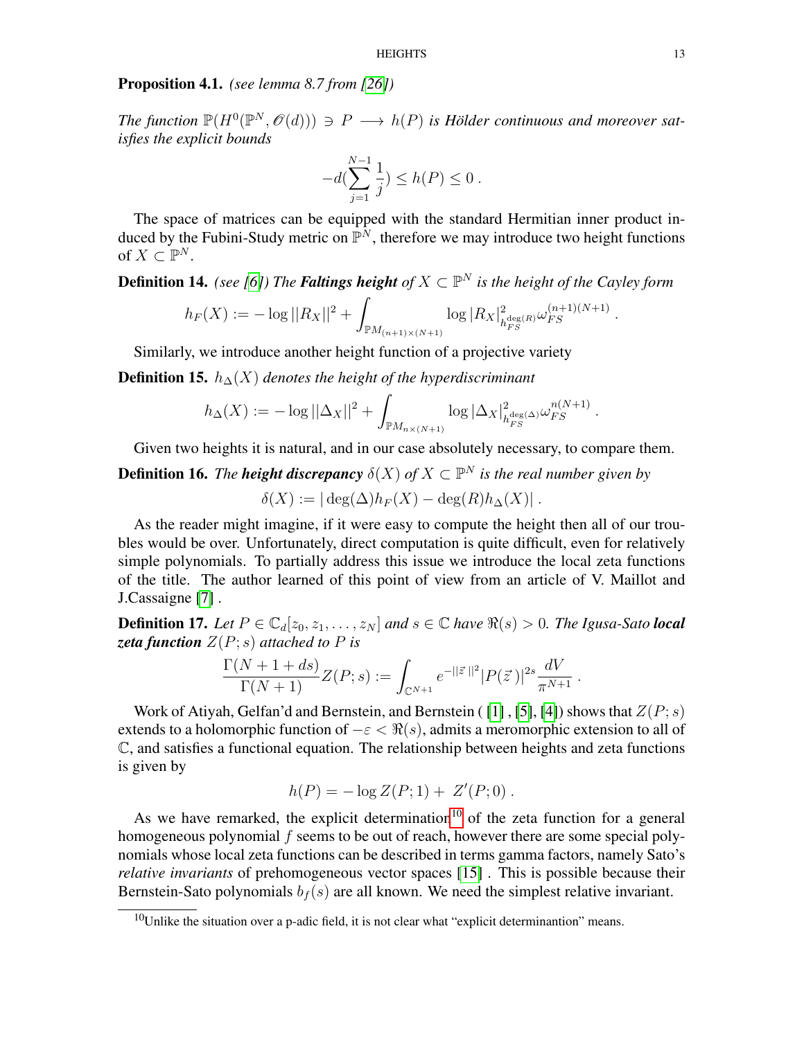**Proposition 4.1.** *(see lemma 8.7 from [26])*

*The function $\mathbb{P}(H^0(\mathbb{P}^N, \mathscr{O}(d))) \ni P \longrightarrow h(P)$ is Hölder continuous and moreover satisfies the explicit bounds*

$$-d(\sum_{j=1}^{N-1}\frac{1}{j}) \leq h(P) \leq 0 \, .$$

The space of matrices can be equipped with the standard Hermitian inner product induced by the Fubini-Study metric on $\mathbb{P}^N$, therefore we may introduce two height functions of $X \subset \mathbb{P}^N$.

**Definition 14.** *(see [6]) The* ***Faltings height*** *of $X \subset \mathbb{P}^N$ is the height of the Cayley form*

$$h_F(X) := -\log ||R_X||^2 + \int_{\mathbb{P}M_{(n+1)\times(N+1)}} \log |R_X|^2_{h_{FS}^{\deg(R)}} \omega_{FS}^{(n+1)(N+1)} \, .$$

Similarly, we introduce another height function of a projective variety

**Definition 15.** *$h_\Delta(X)$ denotes the height of the hyperdiscriminant*

$$h_\Delta(X) := -\log ||\Delta_X||^2 + \int_{\mathbb{P}M_{n\times(N+1)}} \log |\Delta_X|^2_{h_{FS}^{\deg(\Delta)}} \omega_{FS}^{n(N+1)} \, .$$

Given two heights it is natural, and in our case absolutely necessary, to compare them.

**Definition 16.** *The* ***height discrepancy*** *$\delta(X)$ of $X \subset \mathbb{P}^N$ is the real number given by*

$$\delta(X) := |\deg(\Delta)h_F(X) - \deg(R)h_\Delta(X)| \, .$$

As the reader might imagine, if it were easy to compute the height then all of our troubles would be over. Unfortunately, direct computation is quite difficult, even for relatively simple polynomials. To partially address this issue we introduce the local zeta functions of the title. The author learned of this point of view from an article of V. Maillot and J.Cassaigne [7] .

**Definition 17.** *Let $P \in \mathbb{C}_d[z_0, z_1, \ldots, z_N]$ and $s \in \mathbb{C}$ have $\Re(s) > 0$. The Igusa-Sato* ***local zeta function*** *$Z(P; s)$ attached to $P$ is*

$$\frac{\Gamma(N+1+ds)}{\Gamma(N+1)}Z(P;s) := \int_{\mathbb{C}^{N+1}} e^{-||\vec{z}\,||^2}|P(\vec{z}\,)|^{2s}\frac{dV}{\pi^{N+1}} \, .$$

Work of Atiyah, Gelfan'd and Bernstein, and Bernstein ( [1] , [5], [4]) shows that $Z(P; s)$ extends to a holomorphic function of $-\varepsilon < \Re(s)$, admits a meromorphic extension to all of $\mathbb{C}$, and satisfies a functional equation. The relationship between heights and zeta functions is given by

$$h(P) = -\log Z(P; 1) + \, Z'(P; 0) \, .$$

As we have remarked, the explicit determination[10] of the zeta function for a general homogeneous polynomial $f$ seems to be out of reach, however there are some special polynomials whose local zeta functions can be described in terms gamma factors, namely Sato's *relative invariants* of prehomogeneous vector spaces [15] . This is possible because their Bernstein-Sato polynomials $b_f(s)$ are all known. We need the simplest relative invariant.

[10] Unlike the situation over a p-adic field, it is not clear what "explicit determinantion" means.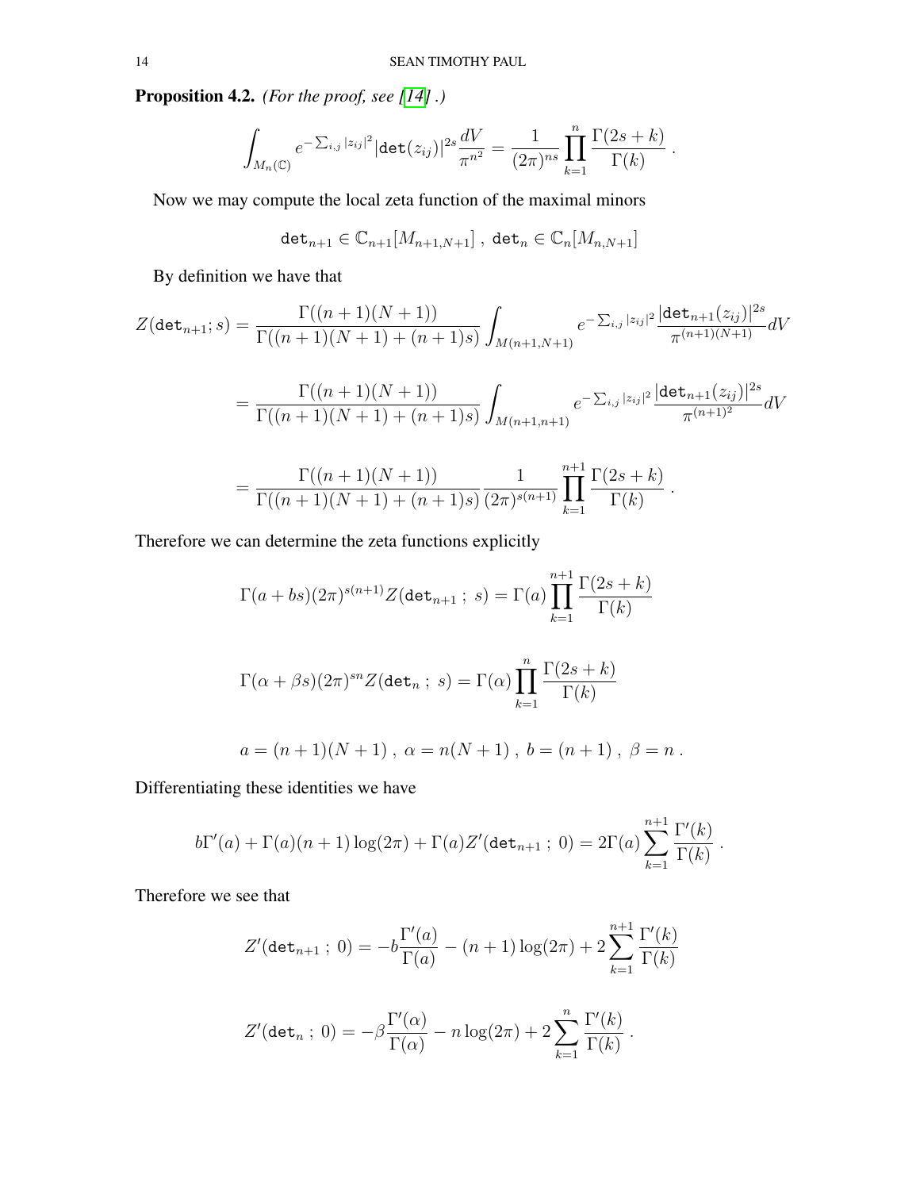**Proposition 4.2.** *(For the proof, see [14] .)*

$$\int_{M_n(\mathbb{C})} e^{-\sum_{i,j}|z_{ij}|^2} |\mathtt{det}(z_{ij})|^{2s} \frac{dV}{\pi^{n^2}} = \frac{1}{(2\pi)^{ns}} \prod_{k=1}^{n} \frac{\Gamma(2s+k)}{\Gamma(k)} \ .$$

Now we may compute the local zeta function of the maximal minors

$$\mathtt{det}_{n+1} \in \mathbb{C}_{n+1}[M_{n+1,N+1}] \ , \ \mathtt{det}_n \in \mathbb{C}_n[M_{n,N+1}]$$

By definition we have that

$$Z(\mathtt{det}_{n+1}; s) = \frac{\Gamma((n+1)(N+1))}{\Gamma((n+1)(N+1)+(n+1)s)} \int_{M(n+1,N+1)} e^{-\sum_{i,j}|z_{ij}|^2} \frac{|\mathtt{det}_{n+1}(z_{ij})|^{2s}}{\pi^{(n+1)(N+1)}} dV$$

$$= \frac{\Gamma((n+1)(N+1))}{\Gamma((n+1)(N+1)+(n+1)s)} \int_{M(n+1,n+1)} e^{-\sum_{i,j}|z_{ij}|^2} \frac{|\mathtt{det}_{n+1}(z_{ij})|^{2s}}{\pi^{(n+1)^2}} dV$$

$$= \frac{\Gamma((n+1)(N+1))}{\Gamma((n+1)(N+1)+(n+1)s)} \frac{1}{(2\pi)^{s(n+1)}} \prod_{k=1}^{n+1} \frac{\Gamma(2s+k)}{\Gamma(k)} \ .$$

Therefore we can determine the zeta functions explicitly

$$\Gamma(a+bs)(2\pi)^{s(n+1)} Z(\mathtt{det}_{n+1} \ ; \ s) = \Gamma(a) \prod_{k=1}^{n+1} \frac{\Gamma(2s+k)}{\Gamma(k)}$$

$$\Gamma(\alpha+\beta s)(2\pi)^{sn} Z(\mathtt{det}_n \ ; \ s) = \Gamma(\alpha) \prod_{k=1}^{n} \frac{\Gamma(2s+k)}{\Gamma(k)}$$

$$a = (n+1)(N+1) \ , \ \alpha = n(N+1) \ , \ b = (n+1) \ , \ \beta = n \ .$$

Differentiating these identities we have

$$b\Gamma'(a) + \Gamma(a)(n+1)\log(2\pi) + \Gamma(a) Z'(\mathtt{det}_{n+1} \ ; \ 0) = 2\Gamma(a) \sum_{k=1}^{n+1} \frac{\Gamma'(k)}{\Gamma(k)} \ .$$

Therefore we see that

$$Z'(\mathtt{det}_{n+1} \ ; \ 0) = -b\frac{\Gamma'(a)}{\Gamma(a)} - (n+1)\log(2\pi) + 2\sum_{k=1}^{n+1} \frac{\Gamma'(k)}{\Gamma(k)}$$

$$Z'(\mathtt{det}_n \ ; \ 0) = -\beta\frac{\Gamma'(\alpha)}{\Gamma(\alpha)} - n\log(2\pi) + 2\sum_{k=1}^{n} \frac{\Gamma'(k)}{\Gamma(k)} \ .$$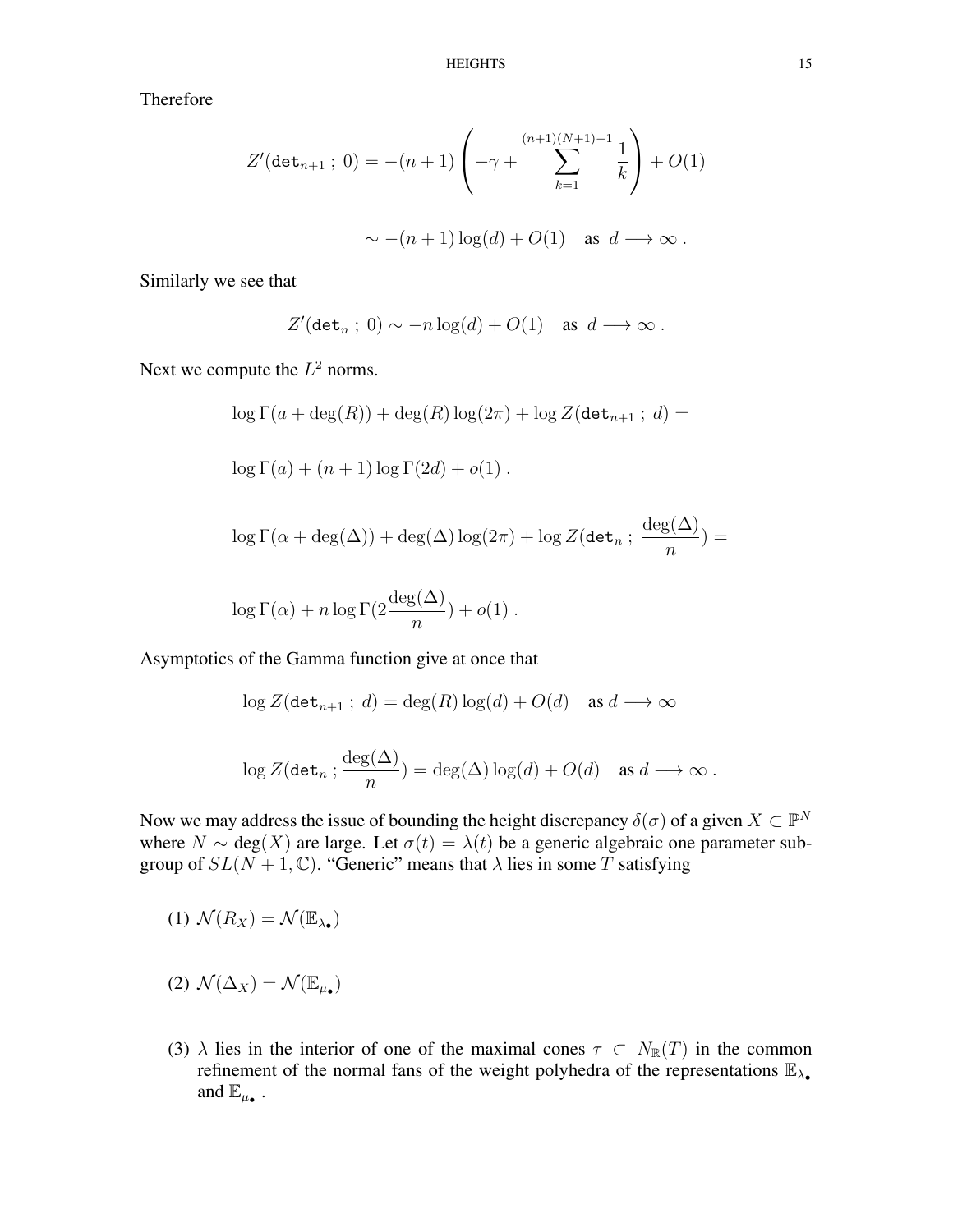Therefore

$$Z'(\mathtt{det}_{n+1}\,;\,0) = -(n+1)\left(-\gamma + \sum_{k=1}^{(n+1)(N+1)-1}\frac{1}{k}\right) + O(1)$$

$$\sim -(n+1)\log(d) + O(1) \quad \text{as } \ d \longrightarrow \infty\ .$$

Similarly we see that

$$Z'(\mathtt{det}_{n}\,;\,0) \sim -n\log(d) + O(1) \quad \text{as } \ d \longrightarrow \infty\ .$$

Next we compute the $L^2$ norms.

$$\log\Gamma(a+\deg(R)) + \deg(R)\log(2\pi) + \log Z(\mathtt{det}_{n+1}\,;\,d) =$$

$$\log\Gamma(a) + (n+1)\log\Gamma(2d) + o(1)\ .$$

$$\log\Gamma(\alpha+\deg(\Delta)) + \deg(\Delta)\log(2\pi) + \log Z(\mathtt{det}_{n}\,;\,\frac{\deg(\Delta)}{n}) =$$

$$\log\Gamma(\alpha) + n\log\Gamma(2\frac{\deg(\Delta)}{n}) + o(1)\ .$$

Asymptotics of the Gamma function give at once that

$$\log Z(\mathtt{det}_{n+1}\,;\,d) = \deg(R)\log(d) + O(d) \quad \text{as } d \longrightarrow \infty$$

$$\log Z(\mathtt{det}_{n}\,;\frac{\deg(\Delta)}{n}) = \deg(\Delta)\log(d) + O(d) \quad \text{as } d \longrightarrow \infty\ .$$

Now we may address the issue of bounding the height discrepancy $\delta(\sigma)$ of a given $X \subset \mathbb{P}^N$ where $N \sim \deg(X)$ are large. Let $\sigma(t) = \lambda(t)$ be a generic algebraic one parameter subgroup of $SL(N+1,\mathbb{C})$. "Generic" means that $\lambda$ lies in some $T$ satisfying

(1) $\mathcal{N}(R_X) = \mathcal{N}(\mathbb{E}_{\lambda_\bullet})$

(2) $\mathcal{N}(\Delta_X) = \mathcal{N}(\mathbb{E}_{\mu_\bullet})$

(3) $\lambda$ lies in the interior of one of the maximal cones $\tau \subset N_{\mathbb{R}}(T)$ in the common refinement of the normal fans of the weight polyhedra of the representations $\mathbb{E}_{\lambda_\bullet}$ and $\mathbb{E}_{\mu_\bullet}$ .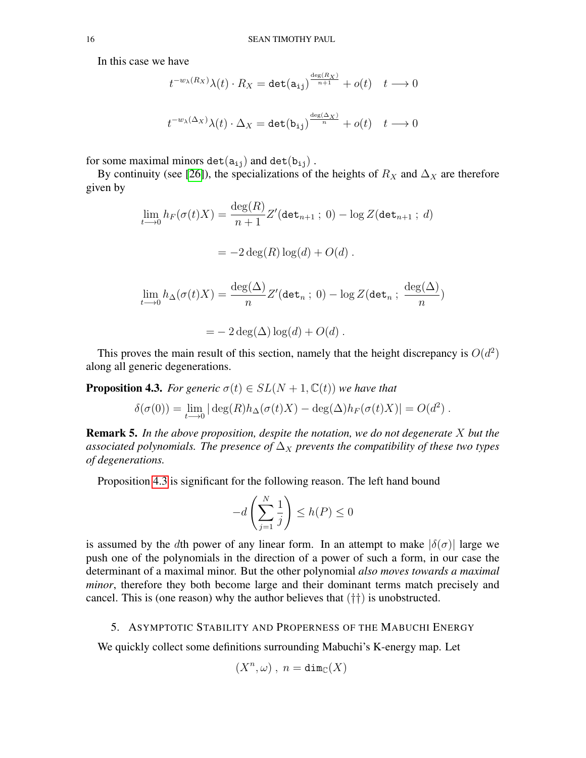In this case we have

$$t^{-w_{\lambda}(R_X)}\lambda(t)\cdot R_X = \mathtt{det(a_{ij})}^{\frac{\deg(R_X)}{n+1}} + o(t) \quad t \longrightarrow 0$$

$$t^{-w_{\lambda}(\Delta_X)}\lambda(t)\cdot \Delta_X = \mathtt{det(b_{ij})}^{\frac{\deg(\Delta_X)}{n}} + o(t) \quad t \longrightarrow 0$$

for some maximal minors $\mathtt{det(a_{ij})}$ and $\mathtt{det(b_{ij})}$ .

By continuity (see [26]), the specializations of the heights of $R_X$ and $\Delta_X$ are therefore given by

$$\begin{aligned}
\lim_{t\longrightarrow 0} h_F(\sigma(t)X) &= \frac{\deg(R)}{n+1}Z'(\mathtt{det}_{n+1}\,;\,0) - \log Z(\mathtt{det}_{n+1}\,;\,d) \\
&= -2\deg(R)\log(d) + O(d)\ .
\end{aligned}$$

$$\begin{aligned}
\lim_{t\longrightarrow 0} h_\Delta(\sigma(t)X) &= \frac{\deg(\Delta)}{n}Z'(\mathtt{det}_{n}\,;\,0) - \log Z(\mathtt{det}_{n}\,;\,\frac{\deg(\Delta)}{n}) \\
&= -\,2\deg(\Delta)\log(d) + O(d)\ .
\end{aligned}$$

This proves the main result of this section, namely that the height discrepancy is $O(d^2)$ along all generic degenerations.

**Proposition 4.3.** *For generic $\sigma(t) \in SL(N+1, \mathbb{C}(t))$ we have that*

$$\delta(\sigma(0)) = \lim_{t\longrightarrow 0} |\deg(R)h_\Delta(\sigma(t)X) - \deg(\Delta)h_F(\sigma(t)X)| = O(d^2)\ .$$

**Remark 5.** *In the above proposition, despite the notation, we do not degenerate $X$ but the associated polynomials. The presence of $\Delta_X$ prevents the compatibility of these two types of degenerations.*

Proposition 4.3 is significant for the following reason. The left hand bound

$$-d\left(\sum_{j=1}^{N}\frac{1}{j}\right) \leq h(P) \leq 0$$

is assumed by the $d$th power of any linear form. In an attempt to make $|\delta(\sigma)|$ large we push one of the polynomials in the direction of a power of such a form, in our case the determinant of a maximal minor. But the other polynomial *also moves towards a maximal minor*, therefore they both become large and their dominant terms match precisely and cancel. This is (one reason) why the author believes that (††) is unobstructed.

## 5. Asymptotic Stability and Properness of the Mabuchi Energy

We quickly collect some definitions surrounding Mabuchi's K-energy map. Let

$$(X^n, \omega)\ ,\ n = \mathtt{dim}_{\mathbb{C}}(X)$$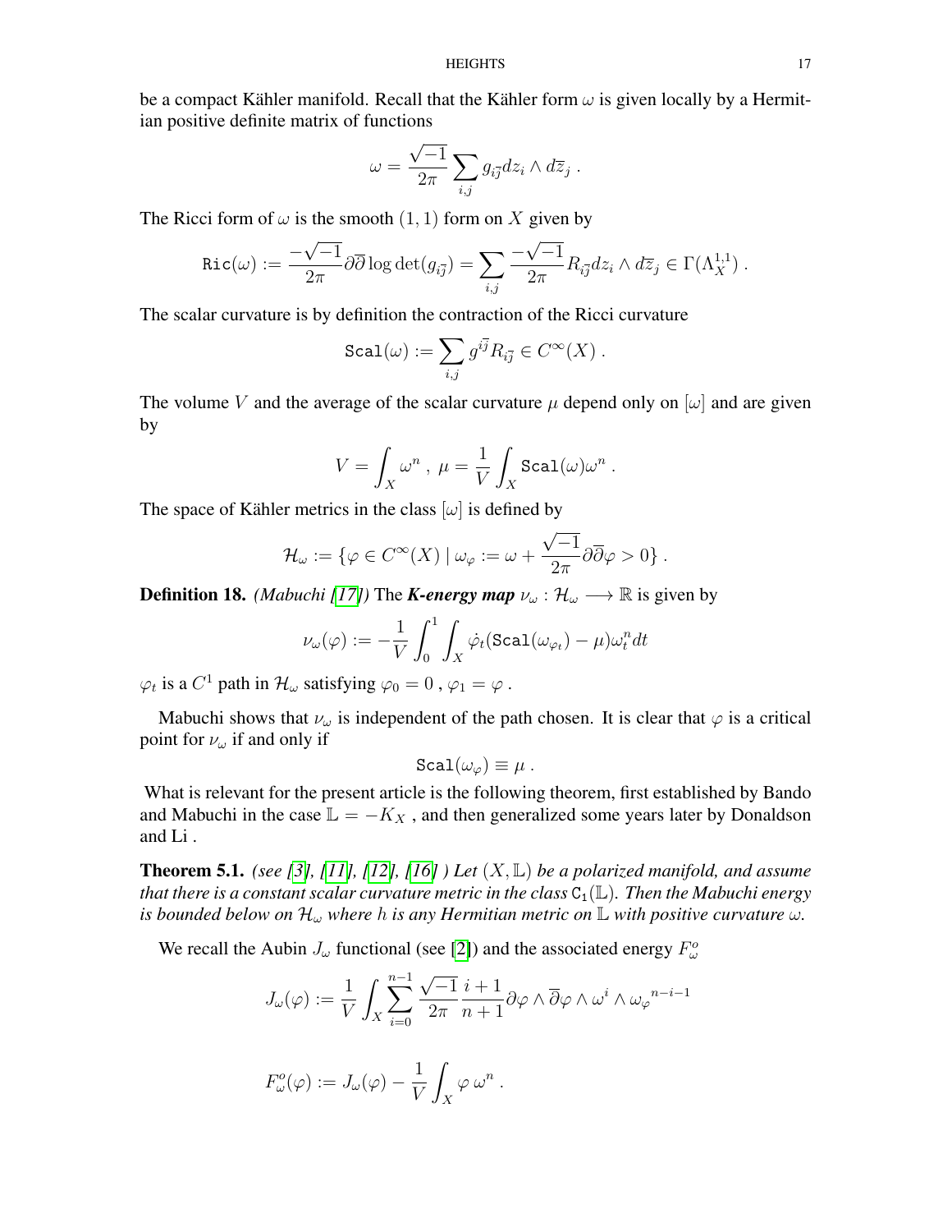be a compact Kähler manifold. Recall that the Kähler form $\omega$ is given locally by a Hermitian positive definite matrix of functions

$$\omega = \frac{\sqrt{-1}}{2\pi}\sum_{i,j} g_{i\overline{j}} dz_i \wedge d\overline{z}_j \ .$$

The Ricci form of $\omega$ is the smooth $(1,1)$ form on $X$ given by

$$\mathtt{Ric}(\omega) := \frac{-\sqrt{-1}}{2\pi}\partial\overline{\partial}\log\det(g_{i\overline{j}}) = \sum_{i,j}\frac{-\sqrt{-1}}{2\pi}R_{i\overline{j}}dz_i\wedge d\overline{z}_j \in \Gamma(\Lambda^{1,1}_X)\ .$$

The scalar curvature is by definition the contraction of the Ricci curvature

$$\mathtt{Scal}(\omega) := \sum_{i,j} g^{i\overline{j}}R_{i\overline{j}} \in C^\infty(X)\ .$$

The volume $V$ and the average of the scalar curvature $\mu$ depend only on $[\omega]$ and are given by

$$V = \int_X \omega^n\ ,\ \mu = \frac{1}{V}\int_X \mathtt{Scal}(\omega)\omega^n\ .$$

The space of Kähler metrics in the class $[\omega]$ is defined by

$$\mathcal{H}_\omega := \{\varphi \in C^\infty(X)\mid \omega_\varphi := \omega + \frac{\sqrt{-1}}{2\pi}\partial\overline{\partial}\varphi > 0\}\ .$$

**Definition 18.** *(Mabuchi [17])* The ***K-energy map*** $\nu_\omega : \mathcal{H}_\omega \longrightarrow \mathbb{R}$ is given by

$$\nu_\omega(\varphi) := -\frac{1}{V}\int_0^1\int_X \dot{\varphi}_t(\mathtt{Scal}(\omega_{\varphi_t}) - \mu)\omega_t^n dt$$

$\varphi_t$ is a $C^1$ path in $\mathcal{H}_\omega$ satisfying $\varphi_0 = 0\ ,\ \varphi_1 = \varphi\ .$

Mabuchi shows that $\nu_\omega$ is independent of the path chosen. It is clear that $\varphi$ is a critical point for $\nu_\omega$ if and only if

$$\mathtt{Scal}(\omega_\varphi) \equiv \mu\ .$$

What is relevant for the present article is the following theorem, first established by Bando and Mabuchi in the case $\mathbb{L} = -K_X$ , and then generalized some years later by Donaldson and Li .

**Theorem 5.1.** *(see [3], [11], [12], [16] ) Let $(X, \mathbb{L})$ be a polarized manifold, and assume that there is a constant scalar curvature metric in the class $\mathtt{C}_1(\mathbb{L})$. Then the Mabuchi energy is bounded below on $\mathcal{H}_\omega$ where $h$ is any Hermitian metric on $\mathbb{L}$ with positive curvature $\omega$.*

We recall the Aubin $J_\omega$ functional (see [2]) and the associated energy $F^o_\omega$

$$J_\omega(\varphi) := \frac{1}{V}\int_X\sum_{i=0}^{n-1}\frac{\sqrt{-1}}{2\pi}\frac{i+1}{n+1}\partial\varphi\wedge\overline{\partial}\varphi\wedge\omega^i\wedge{\omega_\varphi}^{n-i-1}$$

$$F^o_\omega(\varphi) := J_\omega(\varphi) - \frac{1}{V}\int_X \varphi\,\omega^n\ .$$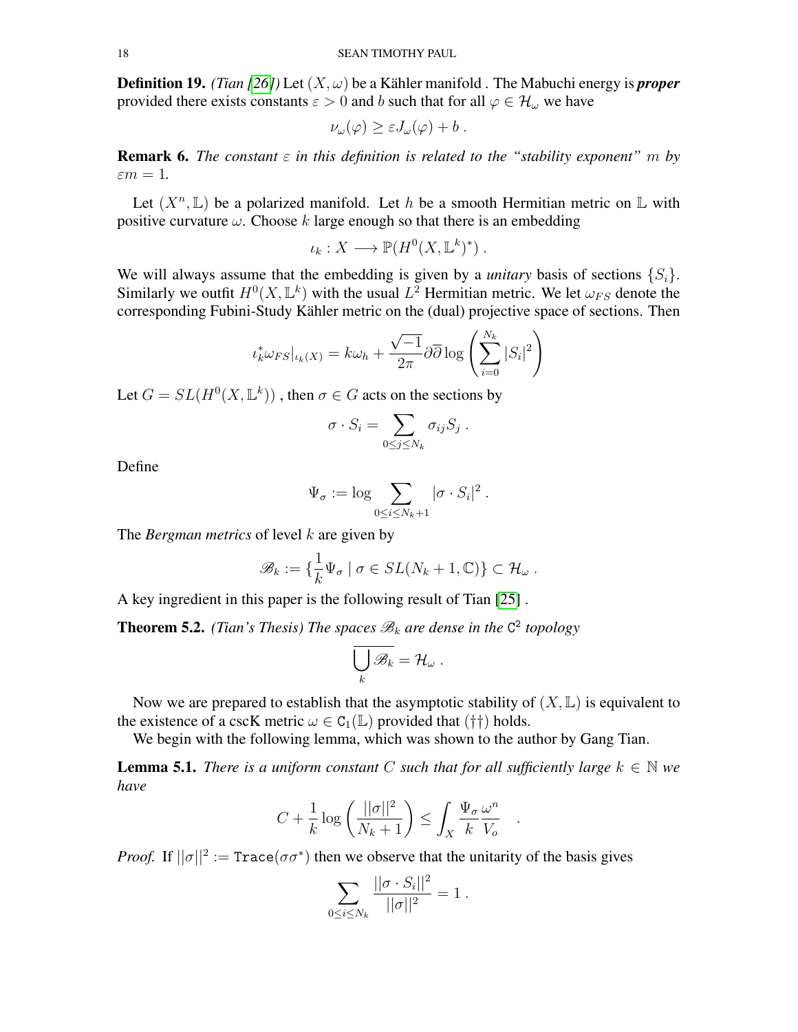**Definition 19.** *(Tian [26]) Let $(X, \omega)$ be a Kähler manifold . The Mabuchi energy is* ***proper*** *provided there exists constants $\varepsilon > 0$ and $b$ such that for all $\varphi \in \mathcal{H}_\omega$ we have*

$$\nu_\omega(\varphi) \geq \varepsilon J_\omega(\varphi) + b \ .$$

**Remark 6.** *The constant $\varepsilon$ in this definition is related to the "stability exponent" $m$ by $\varepsilon m = 1$.*

Let $(X^n, \mathbb{L})$ be a polarized manifold. Let $h$ be a smooth Hermitian metric on $\mathbb{L}$ with positive curvature $\omega$. Choose $k$ large enough so that there is an embedding

$$\iota_k : X \longrightarrow \mathbb{P}(H^0(X, \mathbb{L}^k)^*) \ .$$

We will always assume that the embedding is given by a *unitary* basis of sections $\{S_i\}$. Similarly we outfit $H^0(X, \mathbb{L}^k)$ with the usual $L^2$ Hermitian metric. We let $\omega_{FS}$ denote the corresponding Fubini-Study Kähler metric on the (dual) projective space of sections. Then

$$\iota_k^* \omega_{FS}|_{\iota_k(X)} = k\omega_h + \frac{\sqrt{-1}}{2\pi}\partial\overline{\partial}\log\left(\sum_{i=0}^{N_k}|S_i|^2\right)$$

Let $G = SL(H^0(X, \mathbb{L}^k))$ , then $\sigma \in G$ acts on the sections by

$$\sigma \cdot S_i = \sum_{0 \leq j \leq N_k} \sigma_{ij} S_j \ .$$

Define

$$\Psi_\sigma := \log \sum_{0 \leq i \leq N_k + 1} |\sigma \cdot S_i|^2 \ .$$

The *Bergman metrics* of level $k$ are given by

$$\mathscr{B}_k := \{\frac{1}{k}\Psi_\sigma \mid \sigma \in SL(N_k + 1, \mathbb{C})\} \subset \mathcal{H}_\omega \ .$$

A key ingredient in this paper is the following result of Tian [25] .

**Theorem 5.2.** *(Tian's Thesis) The spaces $\mathscr{B}_k$ are dense in the $\mathtt{C}^2$ topology*

$$\overline{\bigcup_k \mathscr{B}_k} = \mathcal{H}_\omega \ .$$

Now we are prepared to establish that the asymptotic stability of $(X, \mathbb{L})$ is equivalent to the existence of a cscK metric $\omega \in \mathtt{C}_1(\mathbb{L})$ provided that $(\dagger\dagger)$ holds.

We begin with the following lemma, which was shown to the author by Gang Tian.

**Lemma 5.1.** *There is a uniform constant $C$ such that for all sufficiently large $k \in \mathbb{N}$ we have*

$$C + \frac{1}{k}\log\left(\frac{||\sigma||^2}{N_k + 1}\right) \leq \int_X \frac{\Psi_\sigma}{k}\frac{\omega^n}{V_o} \quad .$$

*Proof.* If $||\sigma||^2 := \mathtt{Trace}(\sigma\sigma^*)$ then we observe that the unitarity of the basis gives

$$\sum_{0 \leq i \leq N_k} \frac{||\sigma \cdot S_i||^2}{||\sigma||^2} = 1 \ .$$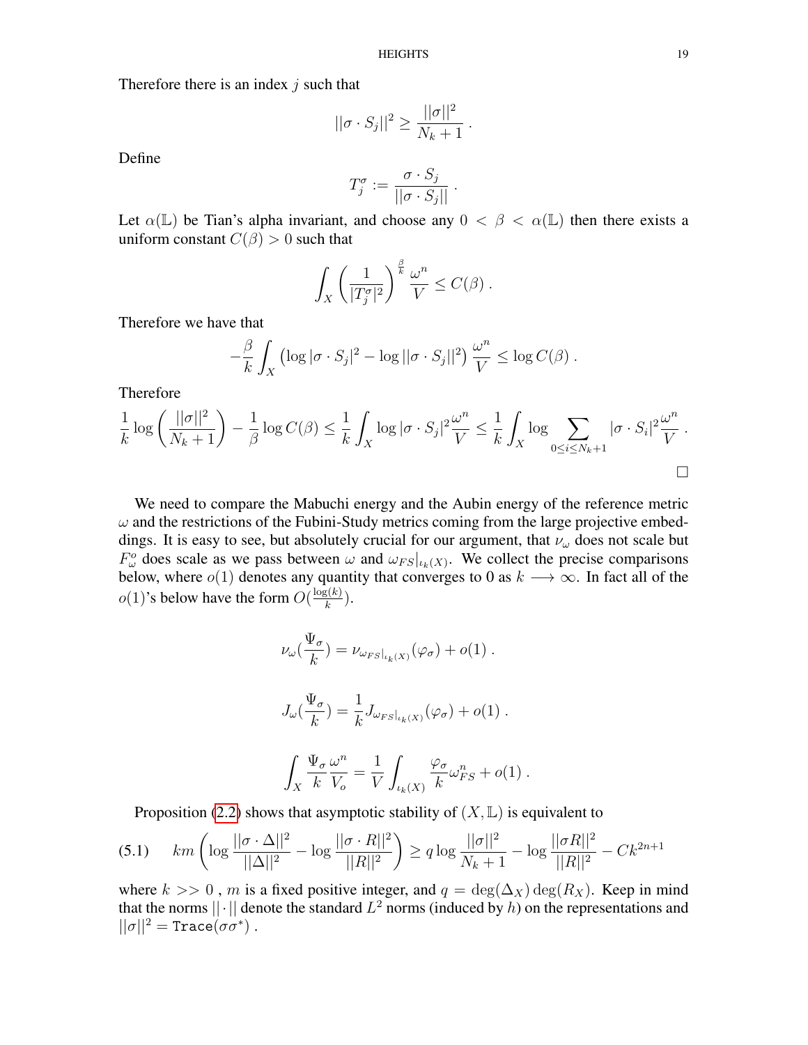Therefore there is an index $j$ such that

$$||\sigma \cdot S_j||^2 \geq \frac{||\sigma||^2}{N_k + 1} \, .$$

Define

$$T_j^\sigma := \frac{\sigma \cdot S_j}{||\sigma \cdot S_j||} \, .$$

Let $\alpha(\mathbb{L})$ be Tian's alpha invariant, and choose any $0 < \beta < \alpha(\mathbb{L})$ then there exists a uniform constant $C(\beta) > 0$ such that

$$\int_X \left( \frac{1}{|T_j^\sigma|^2} \right)^{\frac{\beta}{k}} \frac{\omega^n}{V} \leq C(\beta) \, .$$

Therefore we have that

$$-\frac{\beta}{k} \int_X \left( \log |\sigma \cdot S_j|^2 - \log ||\sigma \cdot S_j||^2 \right) \frac{\omega^n}{V} \leq \log C(\beta) \, .$$

Therefore

$$\frac{1}{k} \log \left( \frac{||\sigma||^2}{N_k + 1} \right) - \frac{1}{\beta} \log C(\beta) \leq \frac{1}{k} \int_X \log |\sigma \cdot S_j|^2 \frac{\omega^n}{V} \leq \frac{1}{k} \int_X \log \sum_{0 \leq i \leq N_k+1} |\sigma \cdot S_i|^2 \frac{\omega^n}{V} \, .$$

□

We need to compare the Mabuchi energy and the Aubin energy of the reference metric $\omega$ and the restrictions of the Fubini-Study metrics coming from the large projective embeddings. It is easy to see, but absolutely crucial for our argument, that $\nu_\omega$ does not scale but $F_\omega^o$ does scale as we pass between $\omega$ and $\omega_{FS}|_{\iota_k(X)}$. We collect the precise comparisons below, where $o(1)$ denotes any quantity that converges to 0 as $k \longrightarrow \infty$. In fact all of the $o(1)$'s below have the form $O(\frac{\log(k)}{k})$.

$$\nu_\omega(\frac{\Psi_\sigma}{k}) = \nu_{\omega_{FS}|_{\iota_k(X)}}(\varphi_\sigma) + o(1) \, .$$

$$J_\omega(\frac{\Psi_\sigma}{k}) = \frac{1}{k} J_{\omega_{FS}|_{\iota_k(X)}}(\varphi_\sigma) + o(1) \, .$$

$$\int_X \frac{\Psi_\sigma}{k} \frac{\omega^n}{V_o} = \frac{1}{V} \int_{\iota_k(X)} \frac{\varphi_\sigma}{k} \omega_{FS}^n + o(1) \, .$$

Proposition (2.2) shows that asymptotic stability of $(X, \mathbb{L})$ is equivalent to

$$km \left( \log \frac{||\sigma \cdot \Delta||^2}{||\Delta||^2} - \log \frac{||\sigma \cdot R||^2}{||R||^2} \right) \geq q \log \frac{||\sigma||^2}{N_k + 1} - \log \frac{||\sigma R||^2}{||R||^2} - Ck^{2n+1} \tag{5.1}$$

where $k >> 0$ , $m$ is a fixed positive integer, and $q = \deg(\Delta_X)\deg(R_X)$. Keep in mind that the norms $||\cdot||$ denote the standard $L^2$ norms (induced by $h$) on the representations and $||\sigma||^2 = \mathtt{Trace}(\sigma\sigma^*)$ .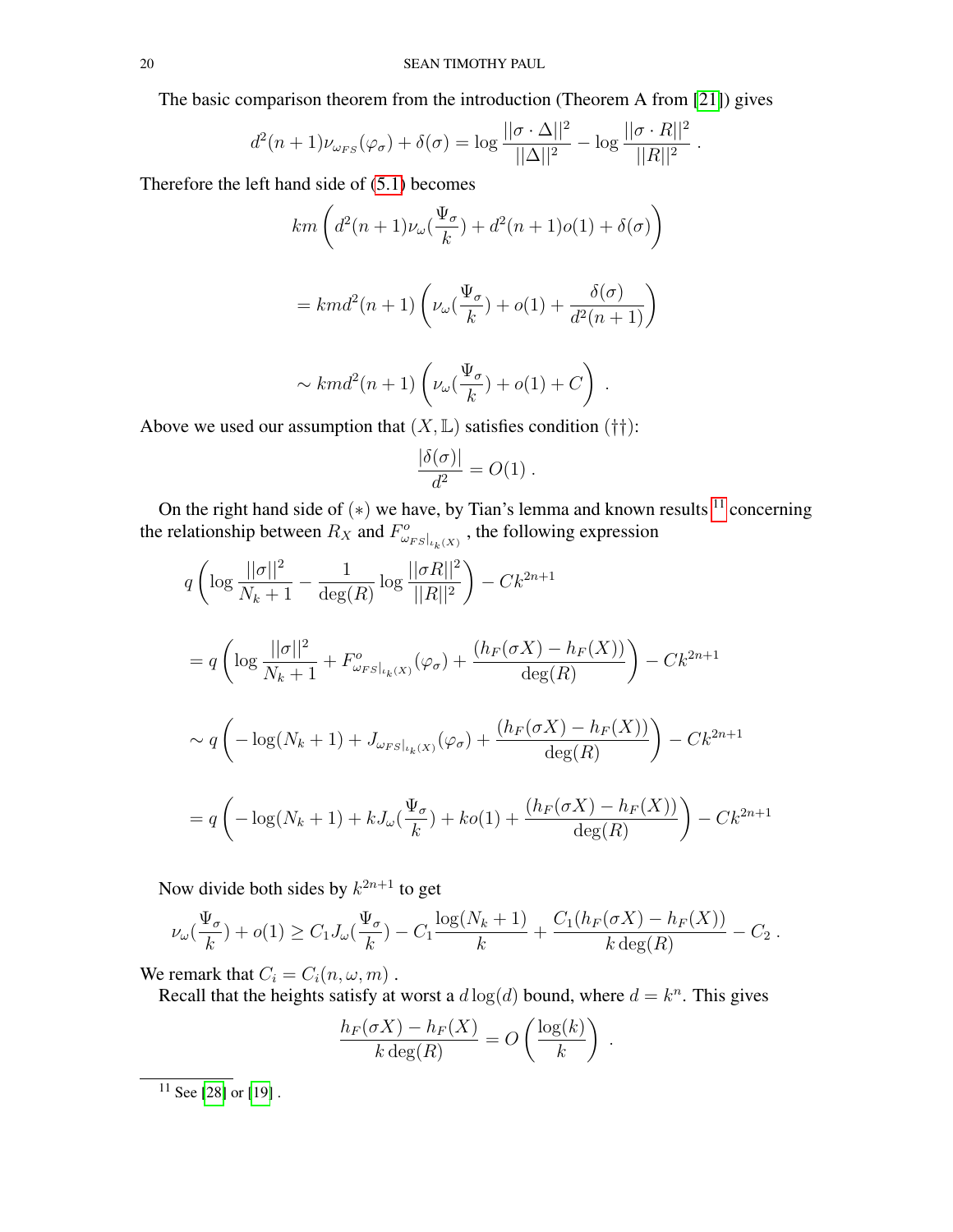The basic comparison theorem from the introduction (Theorem A from [21]) gives

$$d^2(n+1)\nu_{\omega_{FS}}(\varphi_\sigma) + \delta(\sigma) = \log \frac{||\sigma\cdot\Delta||^2}{||\Delta||^2} - \log \frac{||\sigma\cdot R||^2}{||R||^2} \ .$$

Therefore the left hand side of (5.1) becomes

$$km\left(d^2(n+1)\nu_\omega(\frac{\Psi_\sigma}{k}) + d^2(n+1)o(1) + \delta(\sigma)\right)$$

$$= kmd^2(n+1)\left(\nu_\omega(\frac{\Psi_\sigma}{k}) + o(1) + \frac{\delta(\sigma)}{d^2(n+1)}\right)$$

$$\sim kmd^2(n+1)\left(\nu_\omega(\frac{\Psi_\sigma}{k}) + o(1) + C\right) \ .$$

Above we used our assumption that $(X, \mathbb{L})$ satisfies condition $(\dagger\dagger)$:

$$\frac{|\delta(\sigma)|}{d^2} = O(1) \ .$$

On the right hand side of $(*)$ we have, by Tian's lemma and known results [11] concerning the relationship between $R_X$ and $F^o_{\omega_{FS}|_{\iota_k(X)}}$, the following expression

$$q\left(\log\frac{||\sigma||^2}{N_k+1} - \frac{1}{\deg(R)}\log\frac{||\sigma R||^2}{||R||^2}\right) - Ck^{2n+1}$$

$$= q\left(\log\frac{||\sigma||^2}{N_k+1} + F^o_{\omega_{FS}|_{\iota_k(X)}}(\varphi_\sigma) + \frac{(h_F(\sigma X) - h_F(X))}{\deg(R)}\right) - Ck^{2n+1}$$

$$\sim q\left(-\log(N_k+1) + J_{\omega_{FS}|_{\iota_k(X)}}(\varphi_\sigma) + \frac{(h_F(\sigma X) - h_F(X))}{\deg(R)}\right) - Ck^{2n+1}$$

$$= q\left(-\log(N_k+1) + kJ_\omega(\frac{\Psi_\sigma}{k}) + ko(1) + \frac{(h_F(\sigma X) - h_F(X))}{\deg(R)}\right) - Ck^{2n+1}$$

Now divide both sides by $k^{2n+1}$ to get

$$\nu_\omega(\frac{\Psi_\sigma}{k}) + o(1) \geq C_1 J_\omega(\frac{\Psi_\sigma}{k}) - C_1\frac{\log(N_k+1)}{k} + \frac{C_1(h_F(\sigma X) - h_F(X))}{k\deg(R)} - C_2 \ .$$

We remark that $C_i = C_i(n, \omega, m)$ .

Recall that the heights satisfy at worst a $d\log(d)$ bound, where $d = k^n$. This gives

$$\frac{h_F(\sigma X) - h_F(X)}{k\deg(R)} = O\left(\frac{\log(k)}{k}\right) \ .$$

[11] See [28] or [19] .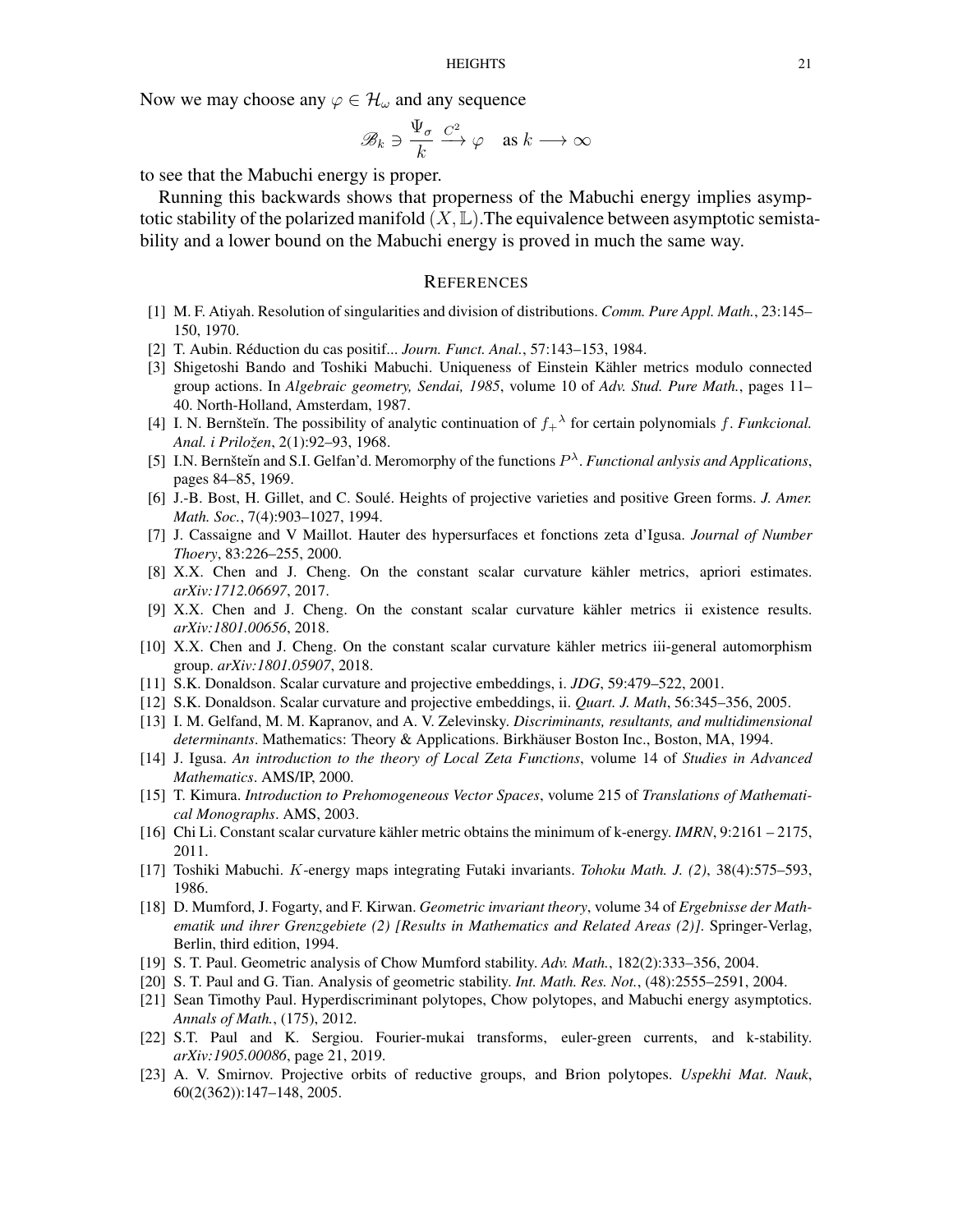Now we may choose any $\varphi \in \mathcal{H}_\omega$ and any sequence

$$\mathscr{B}_k \ni \frac{\Psi_\sigma}{k} \xrightarrow{C^2} \varphi \quad \text{as } k \longrightarrow \infty$$

to see that the Mabuchi energy is proper.

Running this backwards shows that properness of the Mabuchi energy implies asymptotic stability of the polarized manifold $(X, \mathbb{L})$.The equivalence between asymptotic semistability and a lower bound on the Mabuchi energy is proved in much the same way.

## References

[1] M. F. Atiyah. Resolution of singularities and division of distributions. *Comm. Pure Appl. Math.*, 23:145–150, 1970.

[2] T. Aubin. Réduction du cas positif... *Journ. Funct. Anal.*, 57:143–153, 1984.

[3] Shigetoshi Bando and Toshiki Mabuchi. Uniqueness of Einstein Kähler metrics modulo connected group actions. In *Algebraic geometry, Sendai, 1985*, volume 10 of *Adv. Stud. Pure Math.*, pages 11–40. North-Holland, Amsterdam, 1987.

[4] I. N. Bernšteĭn. The possibility of analytic continuation of $f_+{}^\lambda$ for certain polynomials $f$. *Funkcional. Anal. i Priložen*, 2(1):92–93, 1968.

[5] I.N. Bernšteĭn and S.I. Gelfan'd. Meromorphy of the functions $P^\lambda$. *Functional anlysis and Applications*, pages 84–85, 1969.

[6] J.-B. Bost, H. Gillet, and C. Soulé. Heights of projective varieties and positive Green forms. *J. Amer. Math. Soc.*, 7(4):903–1027, 1994.

[7] J. Cassaigne and V Maillot. Hauter des hypersurfaces et fonctions zeta d'Igusa. *Journal of Number Thoery*, 83:226–255, 2000.

[8] X.X. Chen and J. Cheng. On the constant scalar curvature kähler metrics, apriori estimates. *arXiv:1712.06697*, 2017.

[9] X.X. Chen and J. Cheng. On the constant scalar curvature kähler metrics ii existence results. *arXiv:1801.00656*, 2018.

[10] X.X. Chen and J. Cheng. On the constant scalar curvature kähler metrics iii-general automorphism group. *arXiv:1801.05907*, 2018.

[11] S.K. Donaldson. Scalar curvature and projective embeddings, i. *JDG*, 59:479–522, 2001.

[12] S.K. Donaldson. Scalar curvature and projective embeddings, ii. *Quart. J. Math*, 56:345–356, 2005.

[13] I. M. Gelfand, M. M. Kapranov, and A. V. Zelevinsky. *Discriminants, resultants, and multidimensional determinants*. Mathematics: Theory & Applications. Birkhäuser Boston Inc., Boston, MA, 1994.

[14] J. Igusa. *An introduction to the theory of Local Zeta Functions*, volume 14 of *Studies in Advanced Mathematics*. AMS/IP, 2000.

[15] T. Kimura. *Introduction to Prehomogeneous Vector Spaces*, volume 215 of *Translations of Mathematical Monographs*. AMS, 2003.

[16] Chi Li. Constant scalar curvature kähler metric obtains the minimum of k-energy. *IMRN*, 9:2161 – 2175, 2011.

[17] Toshiki Mabuchi. $K$-energy maps integrating Futaki invariants. *Tohoku Math. J. (2)*, 38(4):575–593, 1986.

[18] D. Mumford, J. Fogarty, and F. Kirwan. *Geometric invariant theory*, volume 34 of *Ergebnisse der Mathematik und ihrer Grenzgebiete (2) [Results in Mathematics and Related Areas (2)]*. Springer-Verlag, Berlin, third edition, 1994.

[19] S. T. Paul. Geometric analysis of Chow Mumford stability. *Adv. Math.*, 182(2):333–356, 2004.

[20] S. T. Paul and G. Tian. Analysis of geometric stability. *Int. Math. Res. Not.*, (48):2555–2591, 2004.

[21] Sean Timothy Paul. Hyperdiscriminant polytopes, Chow polytopes, and Mabuchi energy asymptotics. *Annals of Math.*, (175), 2012.

[22] S.T. Paul and K. Sergiou. Fourier-mukai transforms, euler-green currents, and k-stability. *arXiv:1905.00086*, page 21, 2019.

[23] A. V. Smirnov. Projective orbits of reductive groups, and Brion polytopes. *Uspekhi Mat. Nauk*, 60(2(362)):147–148, 2005.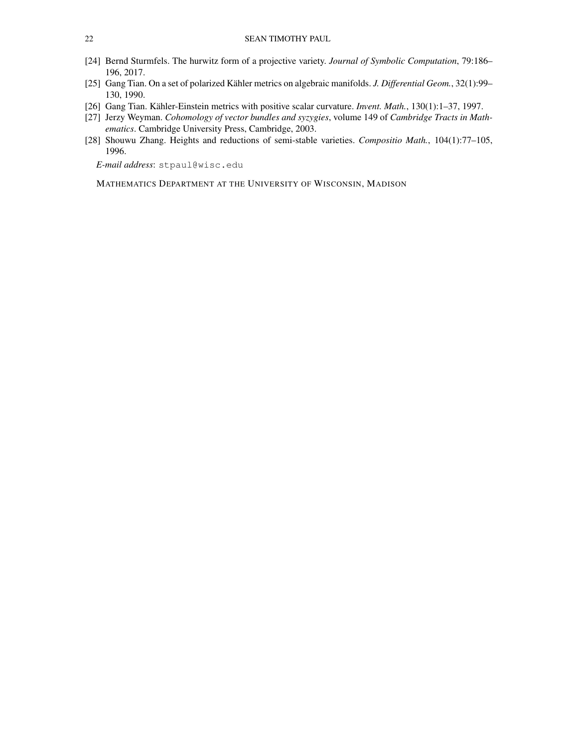[24] Bernd Sturmfels. The hurwitz form of a projective variety. *Journal of Symbolic Computation*, 79:186–196, 2017.

[25] Gang Tian. On a set of polarized Kähler metrics on algebraic manifolds. *J. Differential Geom.*, 32(1):99–130, 1990.

[26] Gang Tian. Kähler-Einstein metrics with positive scalar curvature. *Invent. Math.*, 130(1):1–37, 1997.

[27] Jerzy Weyman. *Cohomology of vector bundles and syzygies*, volume 149 of *Cambridge Tracts in Mathematics*. Cambridge University Press, Cambridge, 2003.

[28] Shouwu Zhang. Heights and reductions of semi-stable varieties. *Compositio Math.*, 104(1):77–105, 1996.

*E-mail address*: stpaul@wisc.edu

MATHEMATICS DEPARTMENT AT THE UNIVERSITY OF WISCONSIN, MADISON